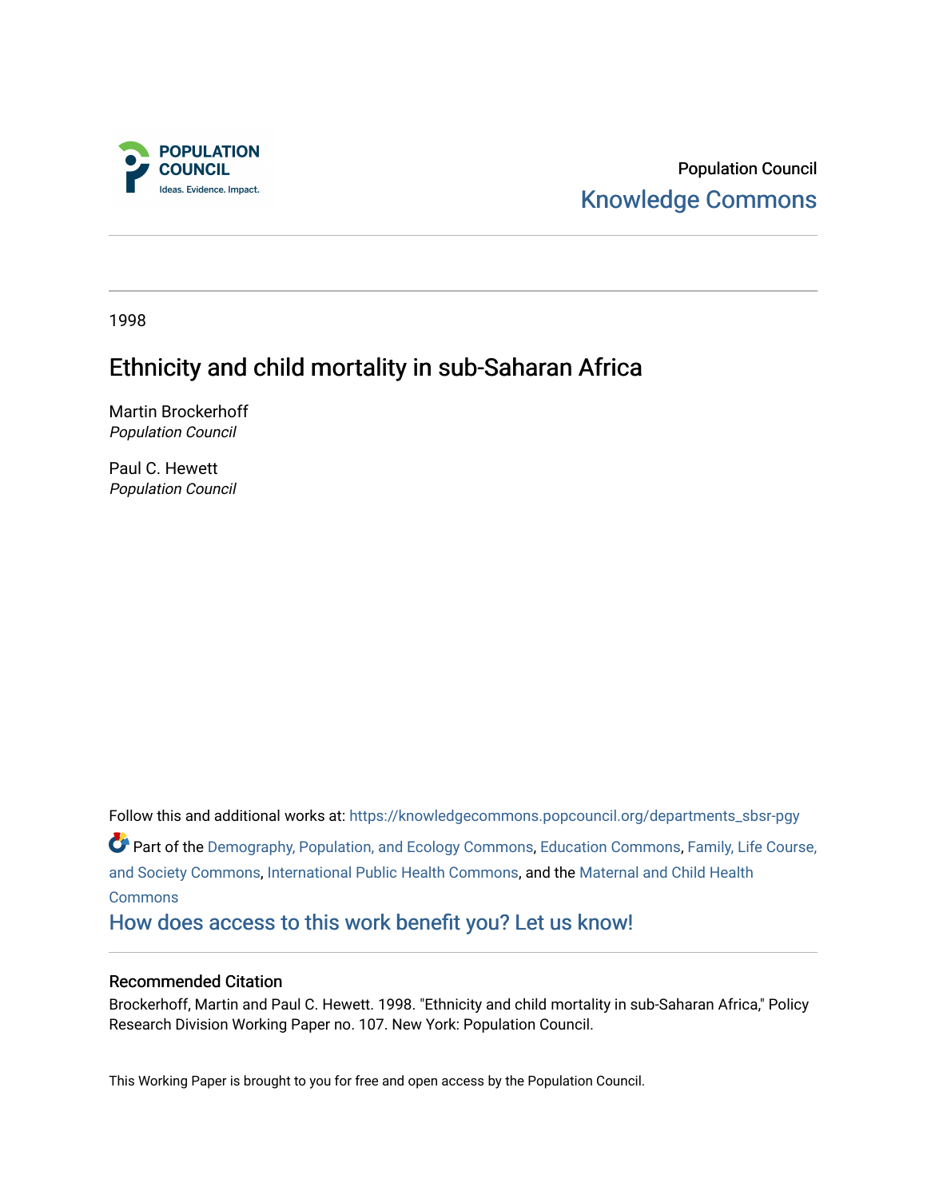POPULATION COUNCIL
Ideas. Evidence. Impact.

Population Council
Knowledge Commons

1998

# Ethnicity and child mortality in sub-Saharan Africa

Martin Brockerhoff
*Population Council*

Paul C. Hewett
*Population Council*

Follow this and additional works at: https://knowledgecommons.popcouncil.org/departments_sbsr-pgy

Part of the Demography, Population, and Ecology Commons, Education Commons, Family, Life Course, and Society Commons, International Public Health Commons, and the Maternal and Child Health Commons

How does access to this work benefit you? Let us know!

## Recommended Citation

Brockerhoff, Martin and Paul C. Hewett. 1998. "Ethnicity and child mortality in sub-Saharan Africa," Policy Research Division Working Paper no. 107. New York: Population Council.

This Working Paper is brought to you for free and open access by the Population Council.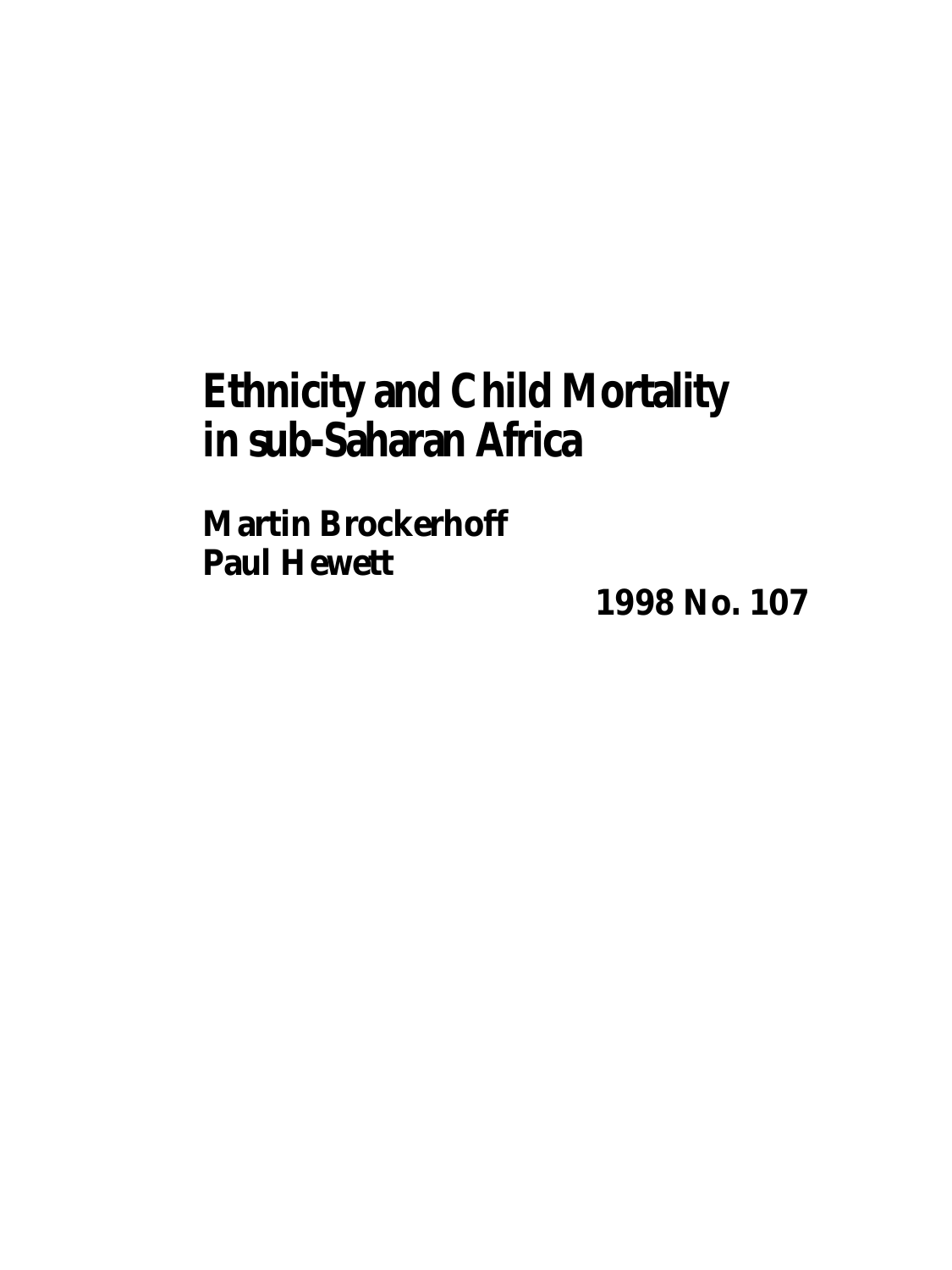# Ethnicity and Child Mortality in sub-Saharan Africa

**Martin Brockerhoff**
**Paul Hewett**

**1998 No. 107**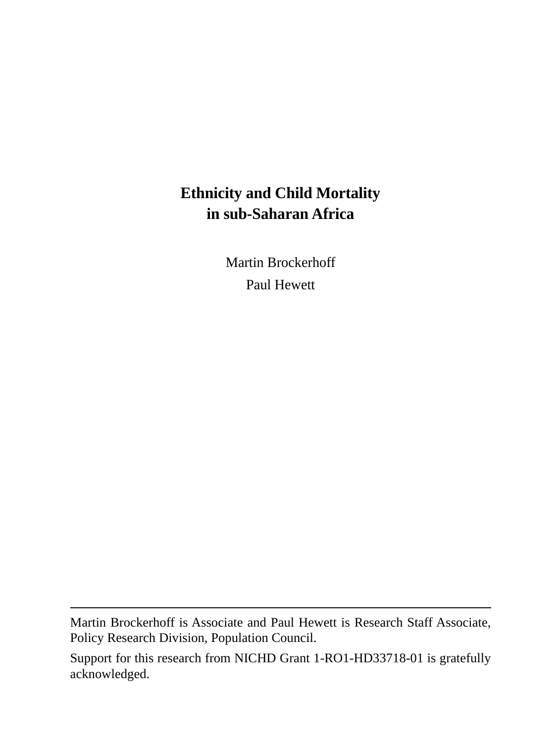# Ethnicity and Child Mortality in sub-Saharan Africa

Martin Brockerhoff

Paul Hewett

---

Martin Brockerhoff is Associate and Paul Hewett is Research Staff Associate, Policy Research Division, Population Council.

Support for this research from NICHD Grant 1-RO1-HD33718-01 is gratefully acknowledged.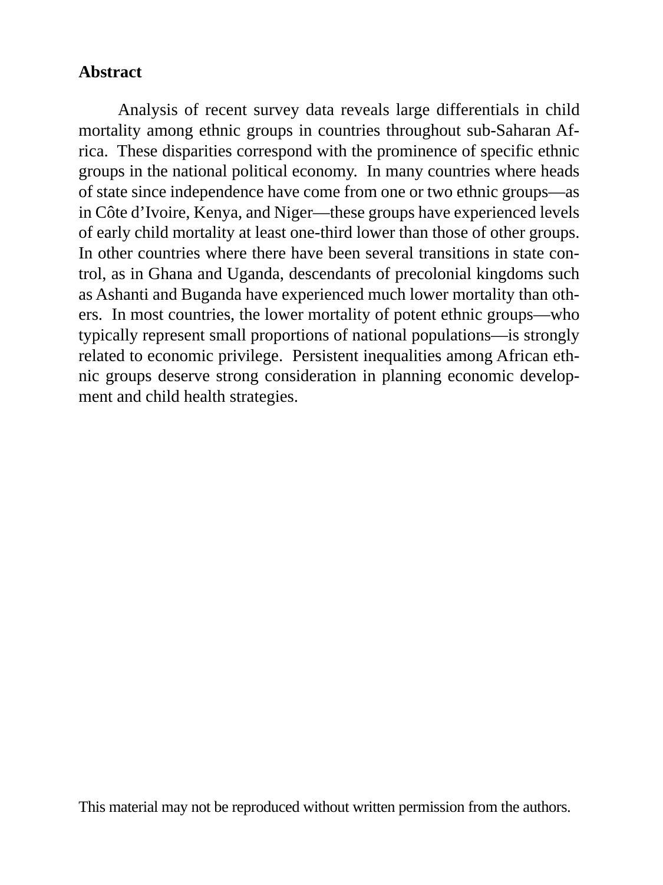**Abstract**

Analysis of recent survey data reveals large differentials in child mortality among ethnic groups in countries throughout sub-Saharan Africa. These disparities correspond with the prominence of specific ethnic groups in the national political economy. In many countries where heads of state since independence have come from one or two ethnic groups—as in Côte d'Ivoire, Kenya, and Niger—these groups have experienced levels of early child mortality at least one-third lower than those of other groups. In other countries where there have been several transitions in state control, as in Ghana and Uganda, descendants of precolonial kingdoms such as Ashanti and Buganda have experienced much lower mortality than others. In most countries, the lower mortality of potent ethnic groups—who typically represent small proportions of national populations—is strongly related to economic privilege. Persistent inequalities among African ethnic groups deserve strong consideration in planning economic development and child health strategies.

This material may not be reproduced without written permission from the authors.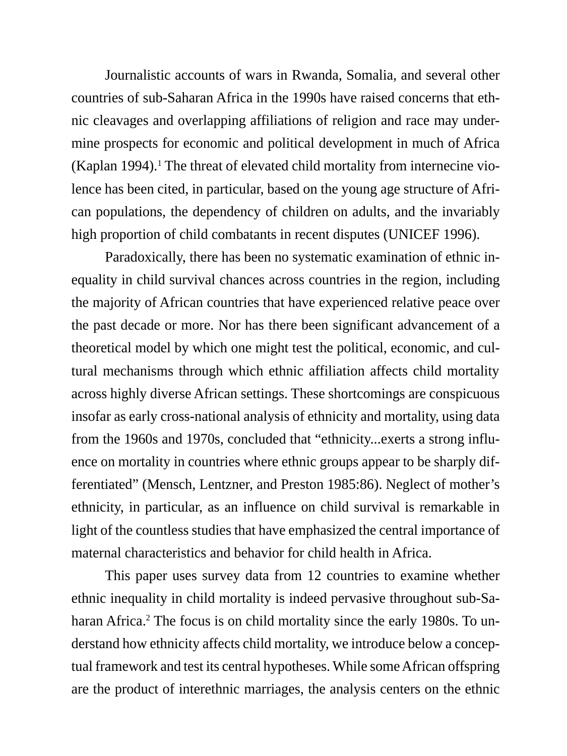Journalistic accounts of wars in Rwanda, Somalia, and several other countries of sub-Saharan Africa in the 1990s have raised concerns that ethnic cleavages and overlapping affiliations of religion and race may undermine prospects for economic and political development in much of Africa (Kaplan 1994).[1] The threat of elevated child mortality from internecine violence has been cited, in particular, based on the young age structure of African populations, the dependency of children on adults, and the invariably high proportion of child combatants in recent disputes (UNICEF 1996).

Paradoxically, there has been no systematic examination of ethnic inequality in child survival chances across countries in the region, including the majority of African countries that have experienced relative peace over the past decade or more. Nor has there been significant advancement of a theoretical model by which one might test the political, economic, and cultural mechanisms through which ethnic affiliation affects child mortality across highly diverse African settings. These shortcomings are conspicuous insofar as early cross-national analysis of ethnicity and mortality, using data from the 1960s and 1970s, concluded that "ethnicity...exerts a strong influence on mortality in countries where ethnic groups appear to be sharply differentiated" (Mensch, Lentzner, and Preston 1985:86). Neglect of mother's ethnicity, in particular, as an influence on child survival is remarkable in light of the countless studies that have emphasized the central importance of maternal characteristics and behavior for child health in Africa.

This paper uses survey data from 12 countries to examine whether ethnic inequality in child mortality is indeed pervasive throughout sub-Saharan Africa.[2] The focus is on child mortality since the early 1980s. To understand how ethnicity affects child mortality, we introduce below a conceptual framework and test its central hypotheses. While some African offspring are the product of interethnic marriages, the analysis centers on the ethnic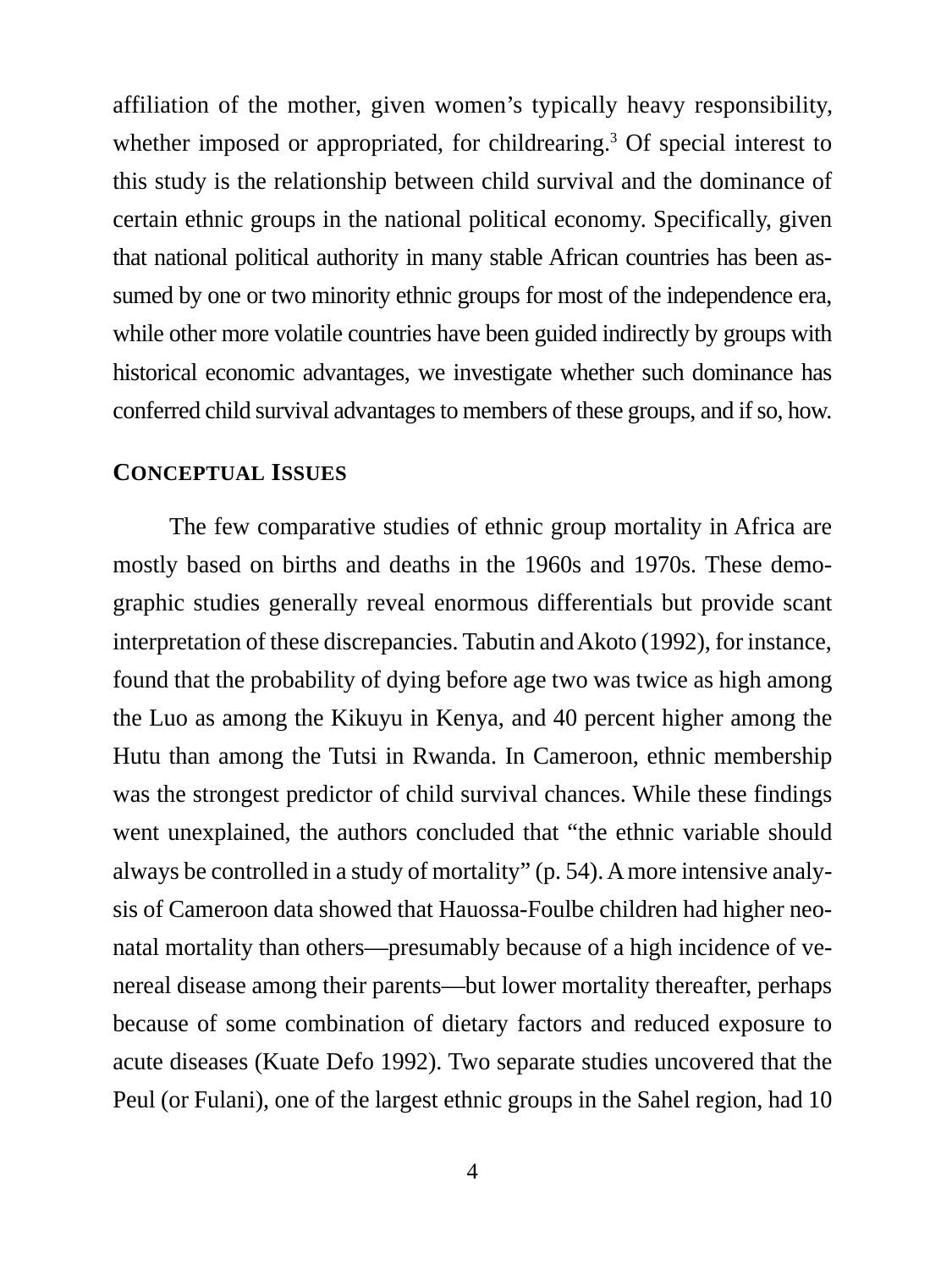affiliation of the mother, given women's typically heavy responsibility, whether imposed or appropriated, for childrearing.[3] Of special interest to this study is the relationship between child survival and the dominance of certain ethnic groups in the national political economy. Specifically, given that national political authority in many stable African countries has been assumed by one or two minority ethnic groups for most of the independence era, while other more volatile countries have been guided indirectly by groups with historical economic advantages, we investigate whether such dominance has conferred child survival advantages to members of these groups, and if so, how.

## CONCEPTUAL ISSUES

The few comparative studies of ethnic group mortality in Africa are mostly based on births and deaths in the 1960s and 1970s. These demographic studies generally reveal enormous differentials but provide scant interpretation of these discrepancies. Tabutin and Akoto (1992), for instance, found that the probability of dying before age two was twice as high among the Luo as among the Kikuyu in Kenya, and 40 percent higher among the Hutu than among the Tutsi in Rwanda. In Cameroon, ethnic membership was the strongest predictor of child survival chances. While these findings went unexplained, the authors concluded that "the ethnic variable should always be controlled in a study of mortality" (p. 54). A more intensive analysis of Cameroon data showed that Hauossa-Foulbe children had higher neonatal mortality than others—presumably because of a high incidence of venereal disease among their parents—but lower mortality thereafter, perhaps because of some combination of dietary factors and reduced exposure to acute diseases (Kuate Defo 1992). Two separate studies uncovered that the Peul (or Fulani), one of the largest ethnic groups in the Sahel region, had 10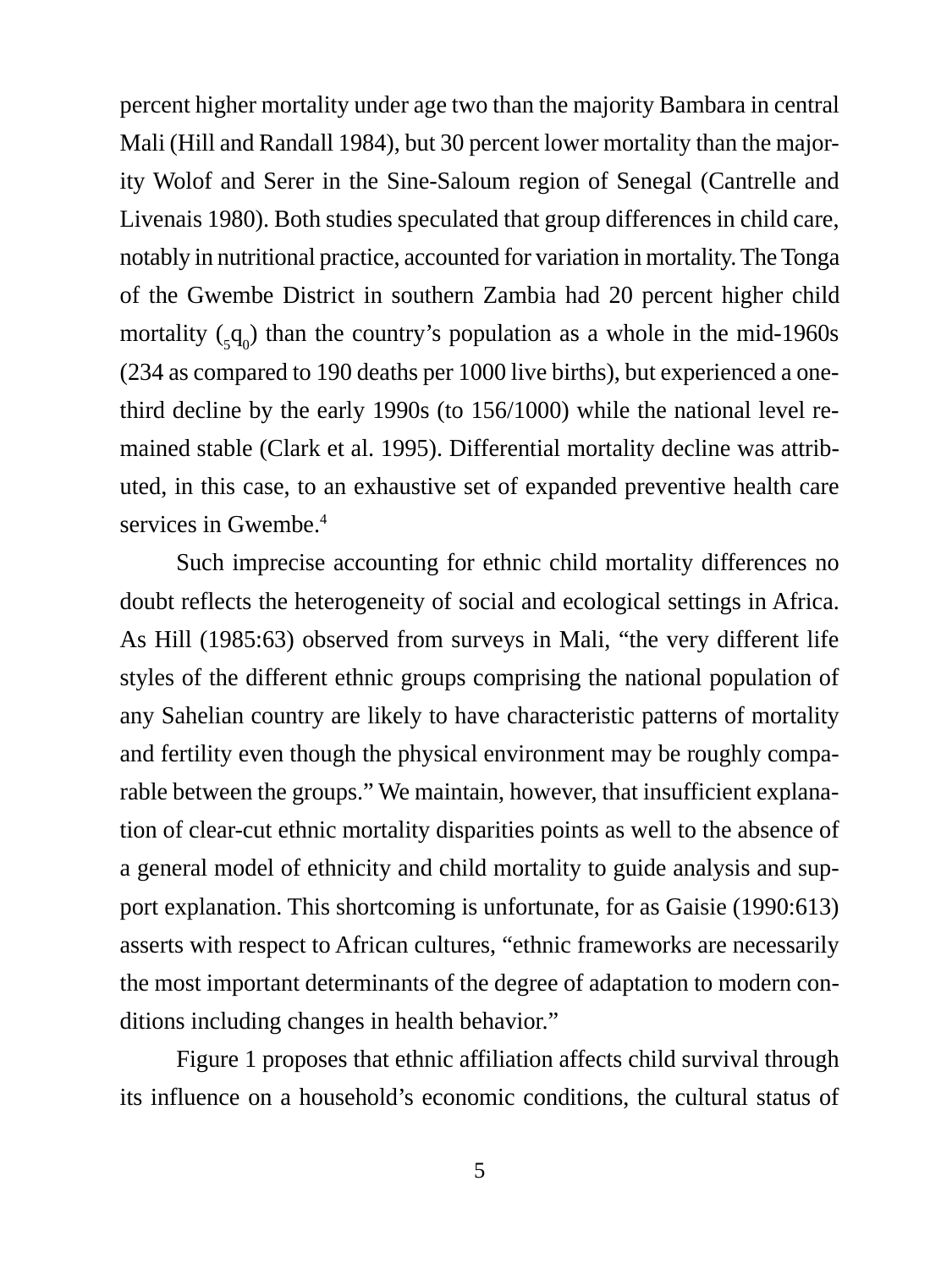percent higher mortality under age two than the majority Bambara in central Mali (Hill and Randall 1984), but 30 percent lower mortality than the majority Wolof and Serer in the Sine-Saloum region of Senegal (Cantrelle and Livenais 1980). Both studies speculated that group differences in child care, notably in nutritional practice, accounted for variation in mortality. The Tonga of the Gwembe District in southern Zambia had 20 percent higher child mortality (${}_5q_0$) than the country's population as a whole in the mid-1960s (234 as compared to 190 deaths per 1000 live births), but experienced a one-third decline by the early 1990s (to 156/1000) while the national level remained stable (Clark et al. 1995). Differential mortality decline was attributed, in this case, to an exhaustive set of expanded preventive health care services in Gwembe.[4]

Such imprecise accounting for ethnic child mortality differences no doubt reflects the heterogeneity of social and ecological settings in Africa. As Hill (1985:63) observed from surveys in Mali, "the very different life styles of the different ethnic groups comprising the national population of any Sahelian country are likely to have characteristic patterns of mortality and fertility even though the physical environment may be roughly comparable between the groups." We maintain, however, that insufficient explanation of clear-cut ethnic mortality disparities points as well to the absence of a general model of ethnicity and child mortality to guide analysis and support explanation. This shortcoming is unfortunate, for as Gaisie (1990:613) asserts with respect to African cultures, "ethnic frameworks are necessarily the most important determinants of the degree of adaptation to modern conditions including changes in health behavior."

Figure 1 proposes that ethnic affiliation affects child survival through its influence on a household's economic conditions, the cultural status of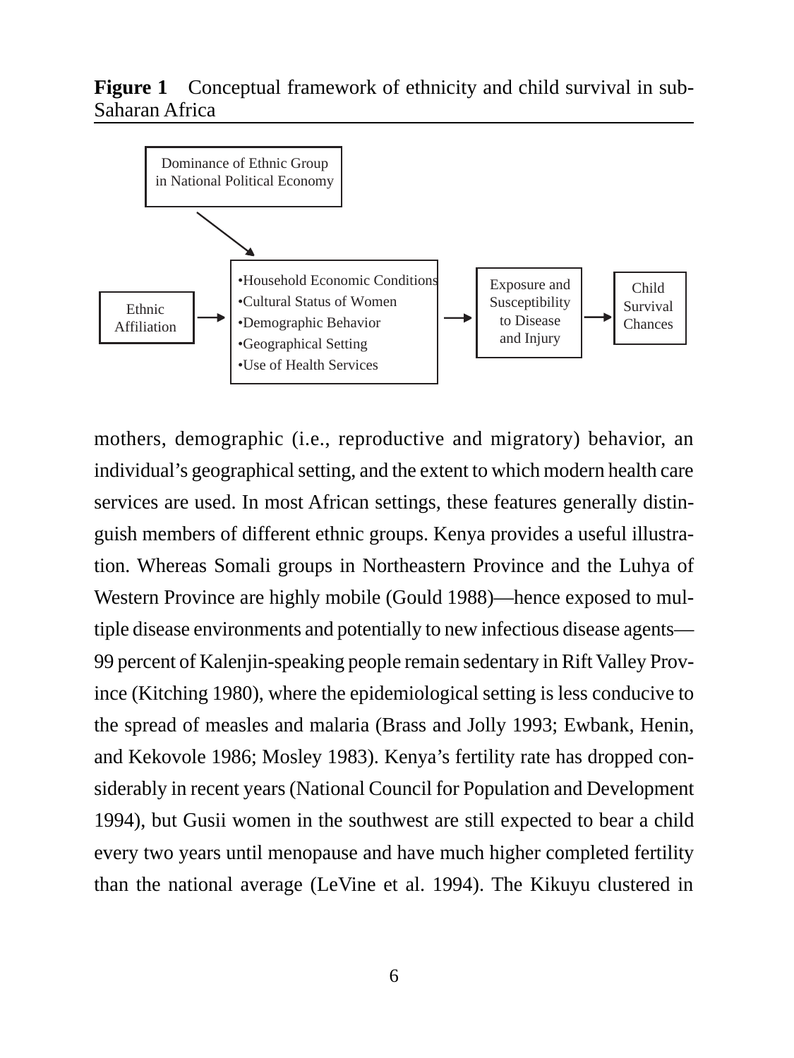**Figure 1** Conceptual framework of ethnicity and child survival in sub-Saharan Africa

Dominance of Ethnic Group in National Political Economy

Ethnic Affiliation → •Household Economic Conditions •Cultural Status of Women •Demographic Behavior •Geographical Setting •Use of Health Services → Exposure and Susceptibility to Disease and Injury → Child Survival Chances

mothers, demographic (i.e., reproductive and migratory) behavior, an individual's geographical setting, and the extent to which modern health care services are used. In most African settings, these features generally distinguish members of different ethnic groups. Kenya provides a useful illustration. Whereas Somali groups in Northeastern Province and the Luhya of Western Province are highly mobile (Gould 1988)—hence exposed to multiple disease environments and potentially to new infectious disease agents—99 percent of Kalenjin-speaking people remain sedentary in Rift Valley Province (Kitching 1980), where the epidemiological setting is less conducive to the spread of measles and malaria (Brass and Jolly 1993; Ewbank, Henin, and Kekovole 1986; Mosley 1983). Kenya's fertility rate has dropped considerably in recent years (National Council for Population and Development 1994), but Gusii women in the southwest are still expected to bear a child every two years until menopause and have much higher completed fertility than the national average (LeVine et al. 1994). The Kikuyu clustered in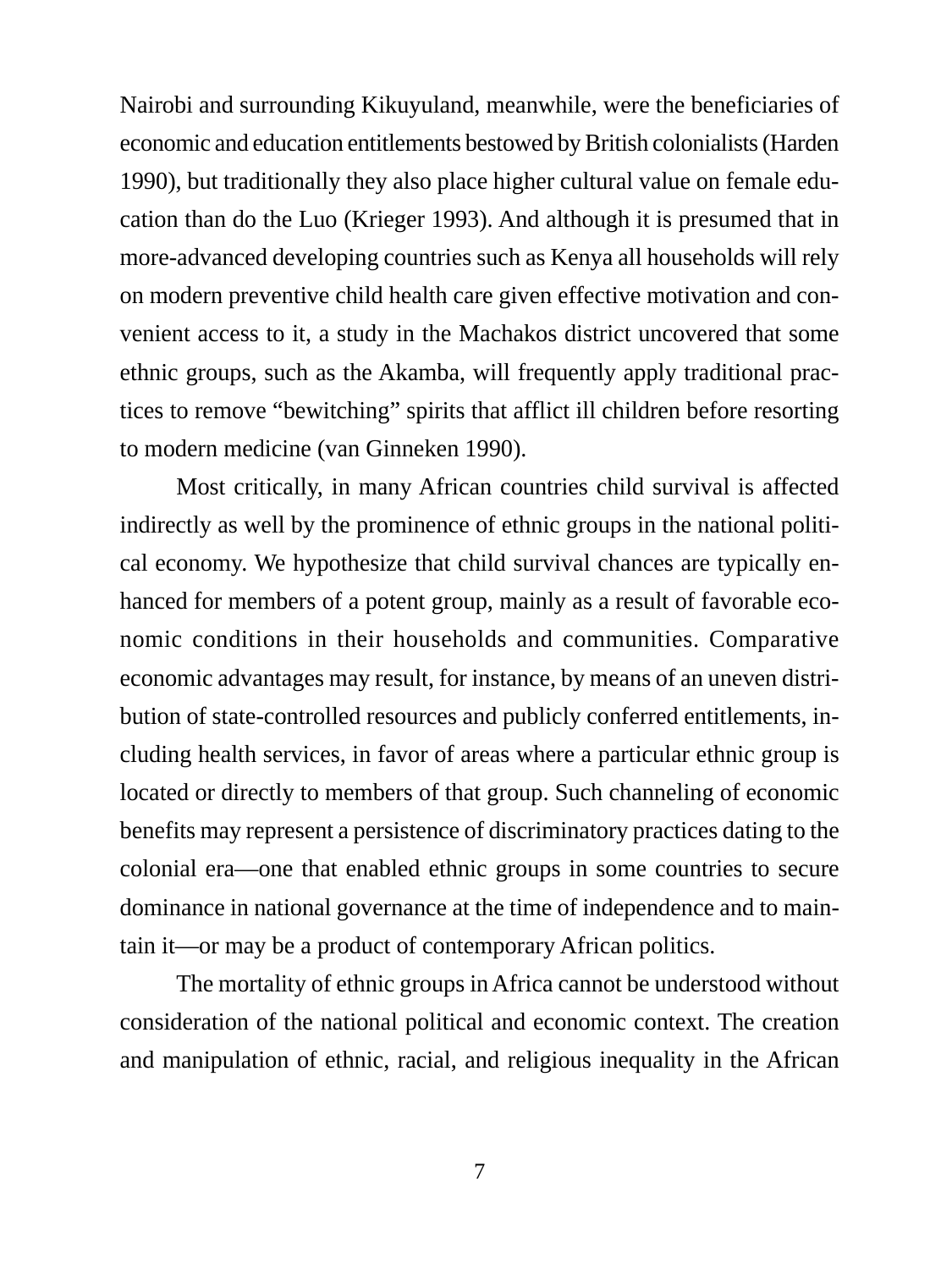Nairobi and surrounding Kikuyuland, meanwhile, were the beneficiaries of economic and education entitlements bestowed by British colonialists (Harden 1990), but traditionally they also place higher cultural value on female education than do the Luo (Krieger 1993). And although it is presumed that in more-advanced developing countries such as Kenya all households will rely on modern preventive child health care given effective motivation and convenient access to it, a study in the Machakos district uncovered that some ethnic groups, such as the Akamba, will frequently apply traditional practices to remove "bewitching" spirits that afflict ill children before resorting to modern medicine (van Ginneken 1990).

Most critically, in many African countries child survival is affected indirectly as well by the prominence of ethnic groups in the national political economy. We hypothesize that child survival chances are typically enhanced for members of a potent group, mainly as a result of favorable economic conditions in their households and communities. Comparative economic advantages may result, for instance, by means of an uneven distribution of state-controlled resources and publicly conferred entitlements, including health services, in favor of areas where a particular ethnic group is located or directly to members of that group. Such channeling of economic benefits may represent a persistence of discriminatory practices dating to the colonial era—one that enabled ethnic groups in some countries to secure dominance in national governance at the time of independence and to maintain it—or may be a product of contemporary African politics.

The mortality of ethnic groups in Africa cannot be understood without consideration of the national political and economic context. The creation and manipulation of ethnic, racial, and religious inequality in the African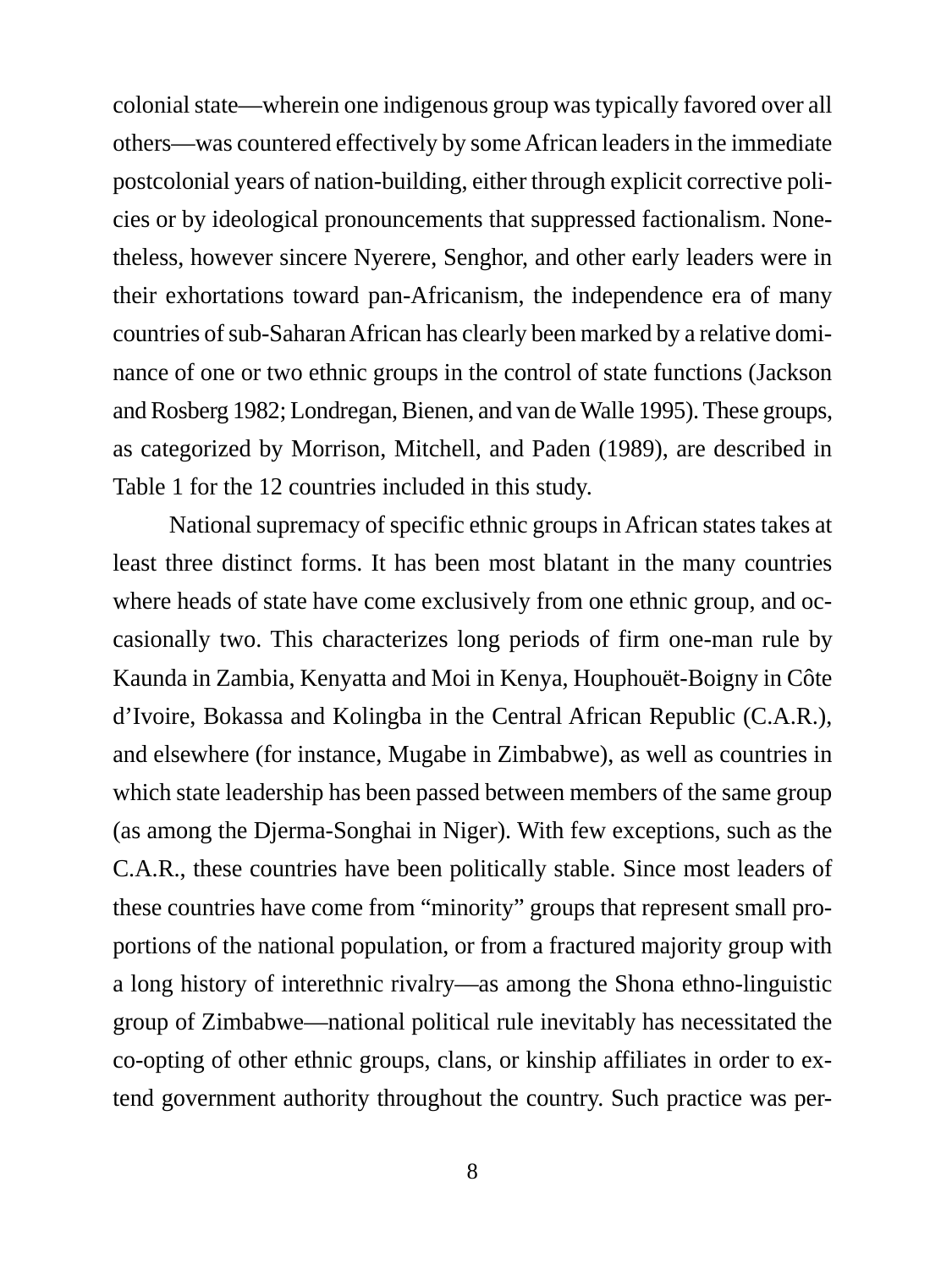colonial state—wherein one indigenous group was typically favored over all others—was countered effectively by some African leaders in the immediate postcolonial years of nation-building, either through explicit corrective policies or by ideological pronouncements that suppressed factionalism. Nonetheless, however sincere Nyerere, Senghor, and other early leaders were in their exhortations toward pan-Africanism, the independence era of many countries of sub-Saharan African has clearly been marked by a relative dominance of one or two ethnic groups in the control of state functions (Jackson and Rosberg 1982; Londregan, Bienen, and van de Walle 1995). These groups, as categorized by Morrison, Mitchell, and Paden (1989), are described in Table 1 for the 12 countries included in this study.

National supremacy of specific ethnic groups in African states takes at least three distinct forms. It has been most blatant in the many countries where heads of state have come exclusively from one ethnic group, and occasionally two. This characterizes long periods of firm one-man rule by Kaunda in Zambia, Kenyatta and Moi in Kenya, Houphouët-Boigny in Côte d'Ivoire, Bokassa and Kolingba in the Central African Republic (C.A.R.), and elsewhere (for instance, Mugabe in Zimbabwe), as well as countries in which state leadership has been passed between members of the same group (as among the Djerma-Songhai in Niger). With few exceptions, such as the C.A.R., these countries have been politically stable. Since most leaders of these countries have come from "minority" groups that represent small proportions of the national population, or from a fractured majority group with a long history of interethnic rivalry—as among the Shona ethno-linguistic group of Zimbabwe—national political rule inevitably has necessitated the co-opting of other ethnic groups, clans, or kinship affiliates in order to extend government authority throughout the country. Such practice was per-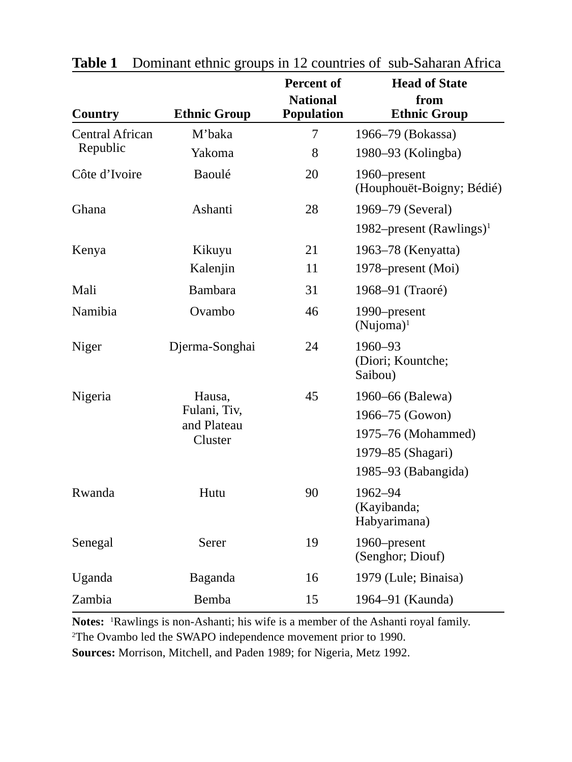**Table 1** Dominant ethnic groups in 12 countries of sub-Saharan Africa

| Country | Ethnic Group | Percent of National Population | Head of State from Ethnic Group |
|---|---|---|---|
| Central African Republic | M'baka | 7 | 1966–79 (Bokassa) |
| | Yakoma | 8 | 1980–93 (Kolingba) |
| Côte d'Ivoire | Baoulé | 20 | 1960–present (Houphouët-Boigny; Bédié) |
| Ghana | Ashanti | 28 | 1969–79 (Several) |
| | | | 1982–present (Rawlings)[1] |
| Kenya | Kikuyu | 21 | 1963–78 (Kenyatta) |
| | Kalenjin | 11 | 1978–present (Moi) |
| Mali | Bambara | 31 | 1968–91 (Traoré) |
| Namibia | Ovambo | 46 | 1990–present (Nujoma)[1] |
| Niger | Djerma-Songhai | 24 | 1960–93 (Diori; Kountche; Saibou) |
| Nigeria | Hausa, Fulani, Tiv, and Plateau Cluster | 45 | 1960–66 (Balewa) |
| | | | 1966–75 (Gowon) |
| | | | 1975–76 (Mohammed) |
| | | | 1979–85 (Shagari) |
| | | | 1985–93 (Babangida) |
| Rwanda | Hutu | 90 | 1962–94 (Kayibanda; Habyarimana) |
| Senegal | Serer | 19 | 1960–present (Senghor; Diouf) |
| Uganda | Baganda | 16 | 1979 (Lule; Binaisa) |
| Zambia | Bemba | 15 | 1964–91 (Kaunda) |

**Notes:** [1]Rawlings is non-Ashanti; his wife is a member of the Ashanti royal family.
[2]The Ovambo led the SWAPO independence movement prior to 1990.
**Sources:** Morrison, Mitchell, and Paden 1989; for Nigeria, Metz 1992.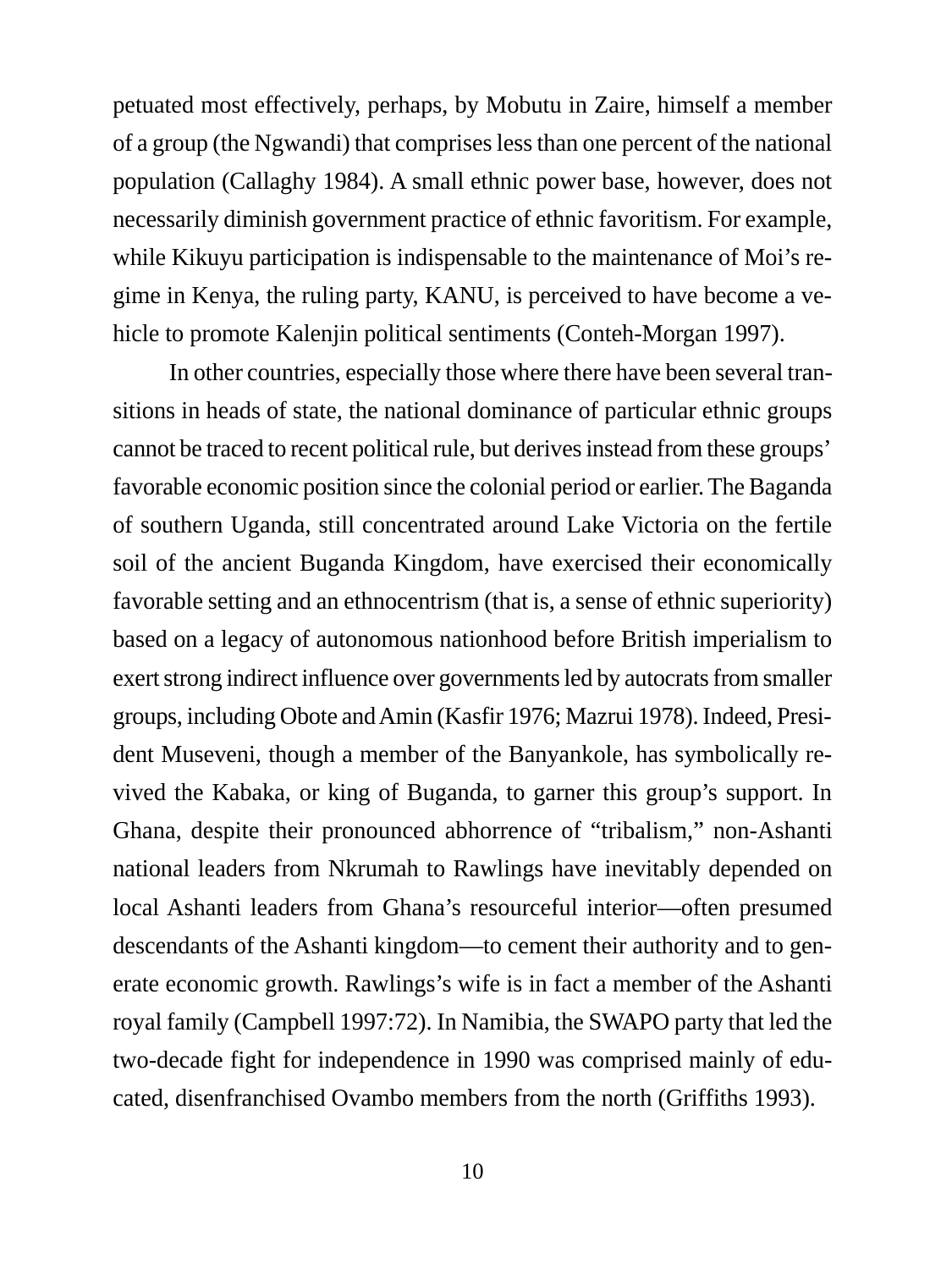petuated most effectively, perhaps, by Mobutu in Zaire, himself a member of a group (the Ngwandi) that comprises less than one percent of the national population (Callaghy 1984). A small ethnic power base, however, does not necessarily diminish government practice of ethnic favoritism. For example, while Kikuyu participation is indispensable to the maintenance of Moi's regime in Kenya, the ruling party, KANU, is perceived to have become a vehicle to promote Kalenjin political sentiments (Conteh-Morgan 1997).

In other countries, especially those where there have been several transitions in heads of state, the national dominance of particular ethnic groups cannot be traced to recent political rule, but derives instead from these groups' favorable economic position since the colonial period or earlier. The Baganda of southern Uganda, still concentrated around Lake Victoria on the fertile soil of the ancient Buganda Kingdom, have exercised their economically favorable setting and an ethnocentrism (that is, a sense of ethnic superiority) based on a legacy of autonomous nationhood before British imperialism to exert strong indirect influence over governments led by autocrats from smaller groups, including Obote and Amin (Kasfir 1976; Mazrui 1978). Indeed, President Museveni, though a member of the Banyankole, has symbolically revived the Kabaka, or king of Buganda, to garner this group's support. In Ghana, despite their pronounced abhorrence of "tribalism," non-Ashanti national leaders from Nkrumah to Rawlings have inevitably depended on local Ashanti leaders from Ghana's resourceful interior—often presumed descendants of the Ashanti kingdom—to cement their authority and to generate economic growth. Rawlings's wife is in fact a member of the Ashanti royal family (Campbell 1997:72). In Namibia, the SWAPO party that led the two-decade fight for independence in 1990 was comprised mainly of educated, disenfranchised Ovambo members from the north (Griffiths 1993).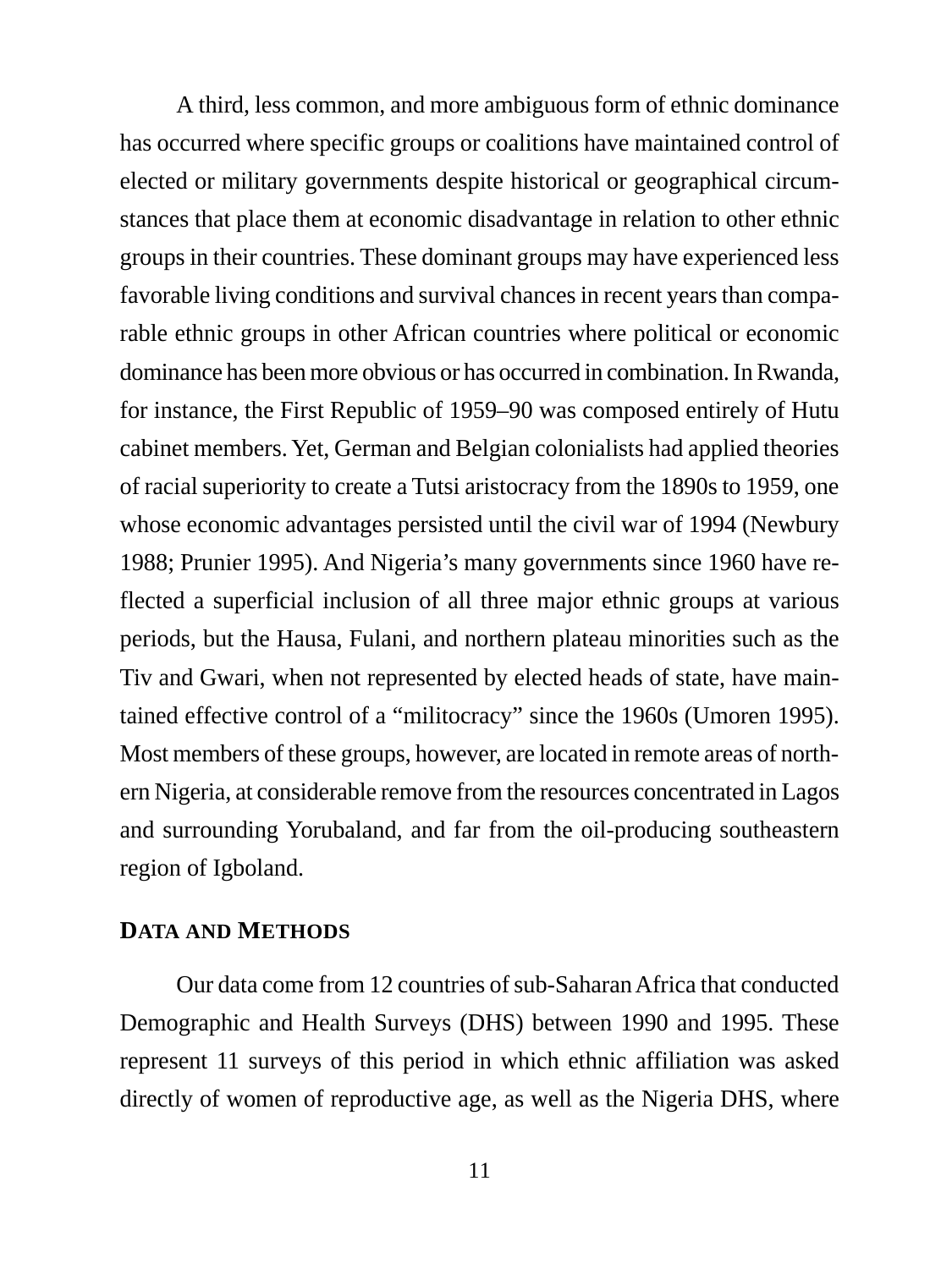A third, less common, and more ambiguous form of ethnic dominance has occurred where specific groups or coalitions have maintained control of elected or military governments despite historical or geographical circumstances that place them at economic disadvantage in relation to other ethnic groups in their countries. These dominant groups may have experienced less favorable living conditions and survival chances in recent years than comparable ethnic groups in other African countries where political or economic dominance has been more obvious or has occurred in combination. In Rwanda, for instance, the First Republic of 1959–90 was composed entirely of Hutu cabinet members. Yet, German and Belgian colonialists had applied theories of racial superiority to create a Tutsi aristocracy from the 1890s to 1959, one whose economic advantages persisted until the civil war of 1994 (Newbury 1988; Prunier 1995). And Nigeria's many governments since 1960 have reflected a superficial inclusion of all three major ethnic groups at various periods, but the Hausa, Fulani, and northern plateau minorities such as the Tiv and Gwari, when not represented by elected heads of state, have maintained effective control of a "militocracy" since the 1960s (Umoren 1995). Most members of these groups, however, are located in remote areas of northern Nigeria, at considerable remove from the resources concentrated in Lagos and surrounding Yorubaland, and far from the oil-producing southeastern region of Igboland.

## DATA AND METHODS

Our data come from 12 countries of sub-Saharan Africa that conducted Demographic and Health Surveys (DHS) between 1990 and 1995. These represent 11 surveys of this period in which ethnic affiliation was asked directly of women of reproductive age, as well as the Nigeria DHS, where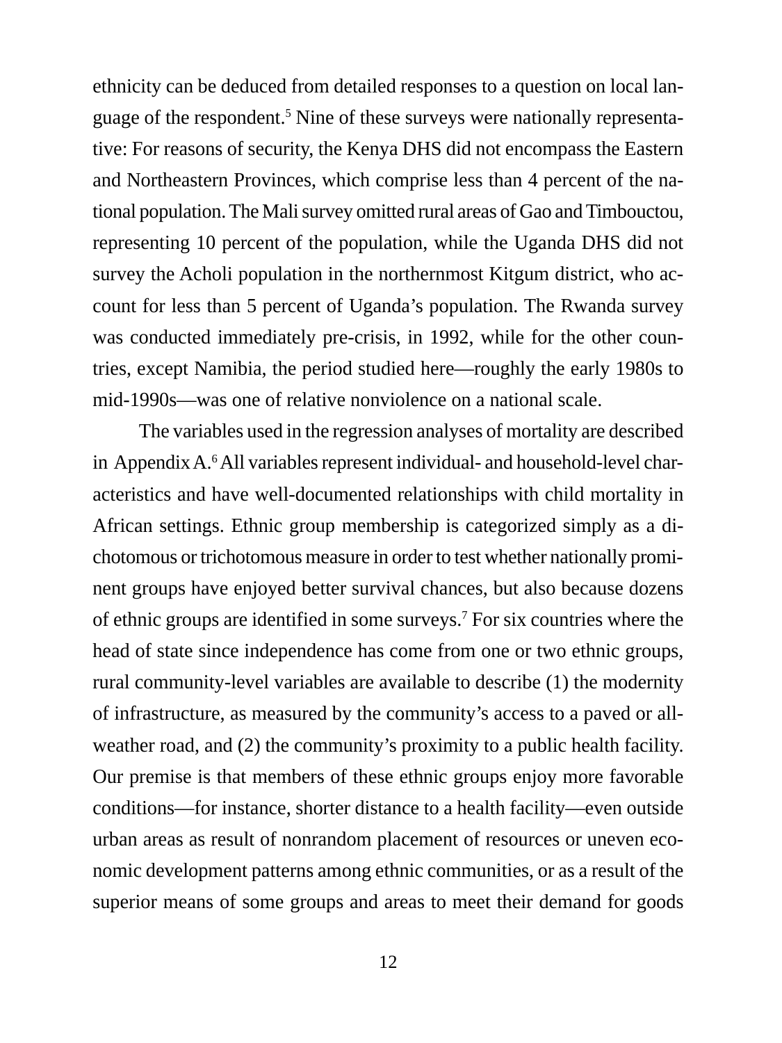ethnicity can be deduced from detailed responses to a question on local language of the respondent.[5] Nine of these surveys were nationally representative: For reasons of security, the Kenya DHS did not encompass the Eastern and Northeastern Provinces, which comprise less than 4 percent of the national population. The Mali survey omitted rural areas of Gao and Timbouctou, representing 10 percent of the population, while the Uganda DHS did not survey the Acholi population in the northernmost Kitgum district, who account for less than 5 percent of Uganda's population. The Rwanda survey was conducted immediately pre-crisis, in 1992, while for the other countries, except Namibia, the period studied here—roughly the early 1980s to mid-1990s—was one of relative nonviolence on a national scale.

The variables used in the regression analyses of mortality are described in Appendix A.[6] All variables represent individual- and household-level characteristics and have well-documented relationships with child mortality in African settings. Ethnic group membership is categorized simply as a dichotomous or trichotomous measure in order to test whether nationally prominent groups have enjoyed better survival chances, but also because dozens of ethnic groups are identified in some surveys.[7] For six countries where the head of state since independence has come from one or two ethnic groups, rural community-level variables are available to describe (1) the modernity of infrastructure, as measured by the community's access to a paved or all-weather road, and (2) the community's proximity to a public health facility. Our premise is that members of these ethnic groups enjoy more favorable conditions—for instance, shorter distance to a health facility—even outside urban areas as result of nonrandom placement of resources or uneven economic development patterns among ethnic communities, or as a result of the superior means of some groups and areas to meet their demand for goods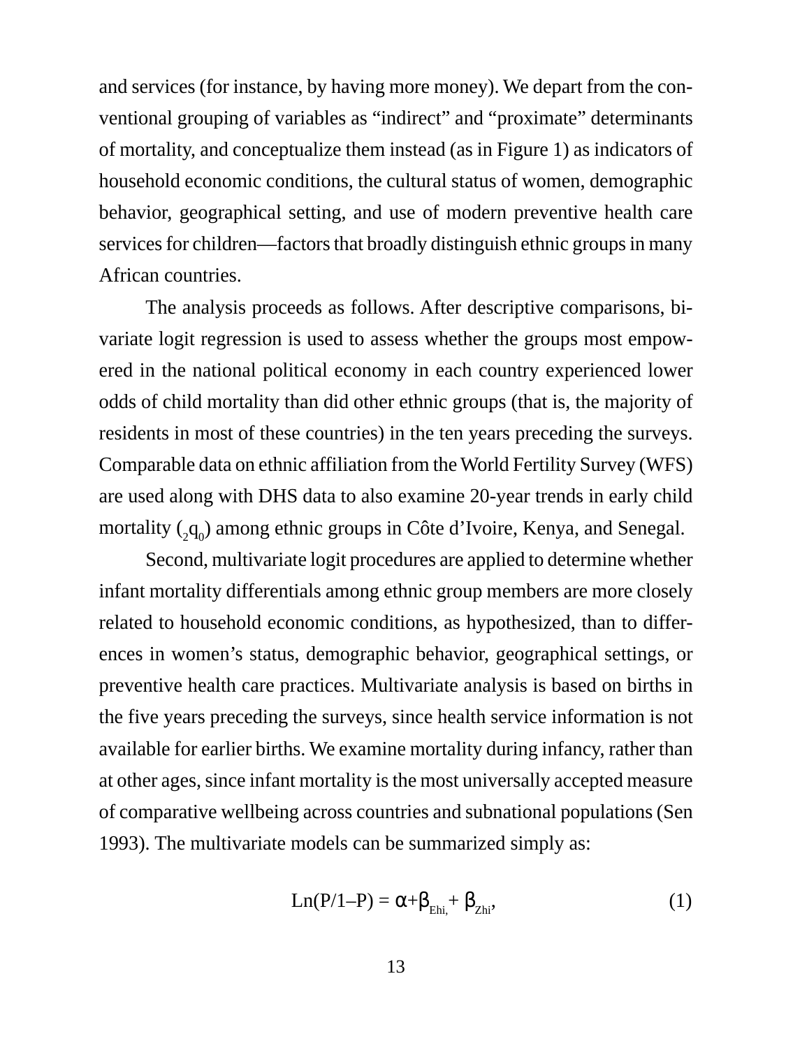and services (for instance, by having more money). We depart from the conventional grouping of variables as "indirect" and "proximate" determinants of mortality, and conceptualize them instead (as in Figure 1) as indicators of household economic conditions, the cultural status of women, demographic behavior, geographical setting, and use of modern preventive health care services for children—factors that broadly distinguish ethnic groups in many African countries.

The analysis proceeds as follows. After descriptive comparisons, bivariate logit regression is used to assess whether the groups most empowered in the national political economy in each country experienced lower odds of child mortality than did other ethnic groups (that is, the majority of residents in most of these countries) in the ten years preceding the surveys. Comparable data on ethnic affiliation from the World Fertility Survey (WFS) are used along with DHS data to also examine 20-year trends in early child mortality (${}_{2}q_{0}$) among ethnic groups in Côte d'Ivoire, Kenya, and Senegal.

Second, multivariate logit procedures are applied to determine whether infant mortality differentials among ethnic group members are more closely related to household economic conditions, as hypothesized, than to differences in women's status, demographic behavior, geographical settings, or preventive health care practices. Multivariate analysis is based on births in the five years preceding the surveys, since health service information is not available for earlier births. We examine mortality during infancy, rather than at other ages, since infant mortality is the most universally accepted measure of comparative wellbeing across countries and subnational populations (Sen 1993). The multivariate models can be summarized simply as:

$$\text{Ln}(P/1-P) = \alpha + \beta_{Ehi,} + \beta_{Zhi}, \qquad (1)$$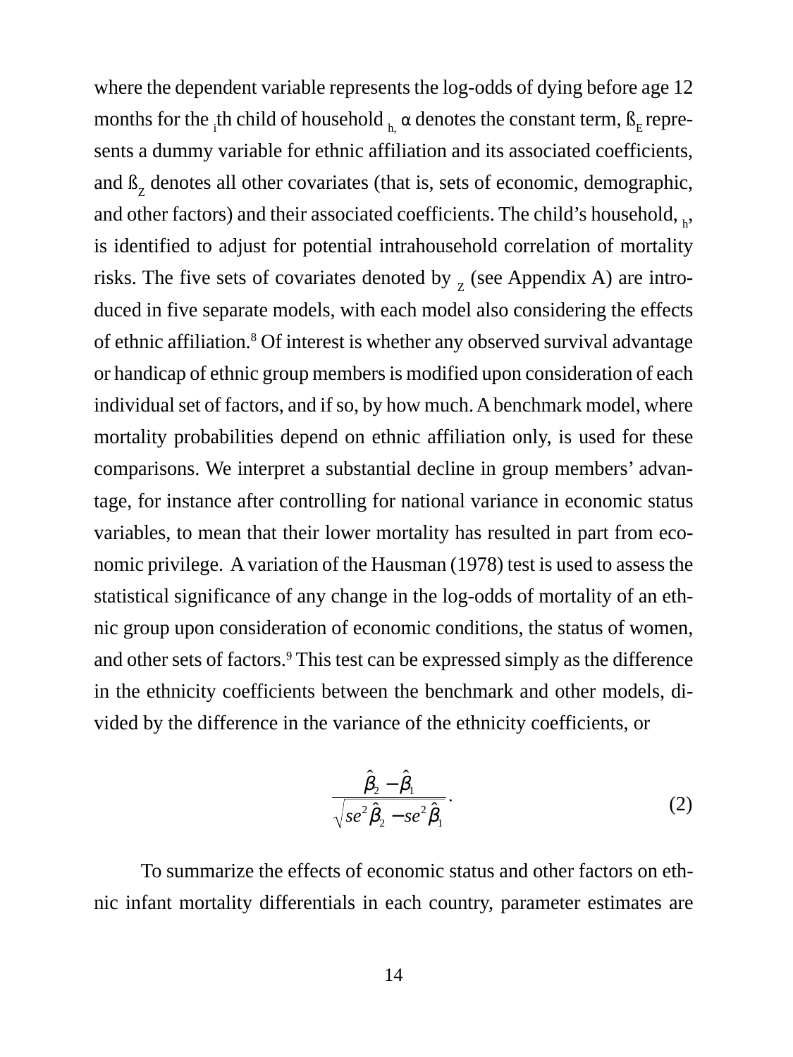where the dependent variable represents the log-odds of dying before age 12 months for the $_i$th child of household $_h$, α denotes the constant term, $ß_E$ represents a dummy variable for ethnic affiliation and its associated coefficients, and $ß_Z$ denotes all other covariates (that is, sets of economic, demographic, and other factors) and their associated coefficients. The child's household, $_h$, is identified to adjust for potential intrahousehold correlation of mortality risks. The five sets of covariates denoted by $_Z$ (see Appendix A) are introduced in five separate models, with each model also considering the effects of ethnic affiliation.[8] Of interest is whether any observed survival advantage or handicap of ethnic group members is modified upon consideration of each individual set of factors, and if so, by how much. A benchmark model, where mortality probabilities depend on ethnic affiliation only, is used for these comparisons. We interpret a substantial decline in group members' advantage, for instance after controlling for national variance in economic status variables, to mean that their lower mortality has resulted in part from economic privilege. A variation of the Hausman (1978) test is used to assess the statistical significance of any change in the log-odds of mortality of an ethnic group upon consideration of economic conditions, the status of women, and other sets of factors.[9] This test can be expressed simply as the difference in the ethnicity coefficients between the benchmark and other models, divided by the difference in the variance of the ethnicity coefficients, or

$$\frac{\hat{\beta}_2 - \hat{\beta}_1}{\sqrt{se^2\hat{\beta}_2 - se^2\hat{\beta}_1}}. \tag{2}$$

To summarize the effects of economic status and other factors on ethnic infant mortality differentials in each country, parameter estimates are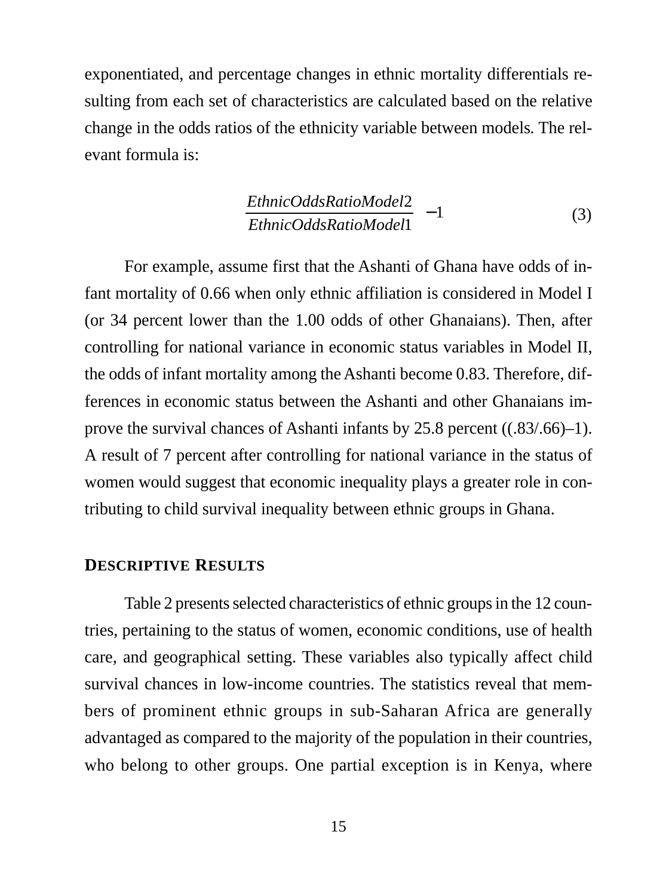exponentiated, and percentage changes in ethnic mortality differentials resulting from each set of characteristics are calculated based on the relative change in the odds ratios of the ethnicity variable between models. The relevant formula is:

$$\frac{EthnicOddsRatioModel2}{EthnicOddsRatioModel1} - 1 \tag{3}$$

For example, assume first that the Ashanti of Ghana have odds of infant mortality of 0.66 when only ethnic affiliation is considered in Model I (or 34 percent lower than the 1.00 odds of other Ghanaians). Then, after controlling for national variance in economic status variables in Model II, the odds of infant mortality among the Ashanti become 0.83. Therefore, differences in economic status between the Ashanti and other Ghanaians improve the survival chances of Ashanti infants by 25.8 percent ((.83/.66)–1). A result of 7 percent after controlling for national variance in the status of women would suggest that economic inequality plays a greater role in contributing to child survival inequality between ethnic groups in Ghana.

## DESCRIPTIVE RESULTS

Table 2 presents selected characteristics of ethnic groups in the 12 countries, pertaining to the status of women, economic conditions, use of health care, and geographical setting. These variables also typically affect child survival chances in low-income countries. The statistics reveal that members of prominent ethnic groups in sub-Saharan Africa are generally advantaged as compared to the majority of the population in their countries, who belong to other groups. One partial exception is in Kenya, where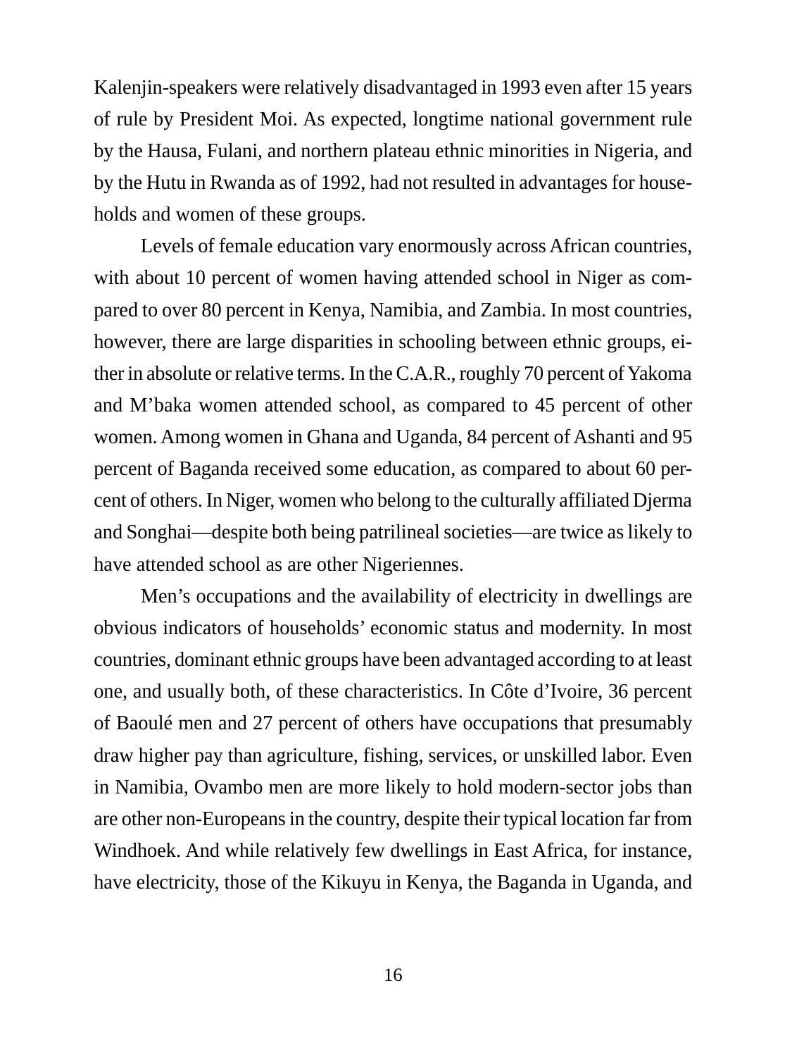Kalenjin-speakers were relatively disadvantaged in 1993 even after 15 years of rule by President Moi. As expected, longtime national government rule by the Hausa, Fulani, and northern plateau ethnic minorities in Nigeria, and by the Hutu in Rwanda as of 1992, had not resulted in advantages for households and women of these groups.

Levels of female education vary enormously across African countries, with about 10 percent of women having attended school in Niger as compared to over 80 percent in Kenya, Namibia, and Zambia. In most countries, however, there are large disparities in schooling between ethnic groups, either in absolute or relative terms. In the C.A.R., roughly 70 percent of Yakoma and M'baka women attended school, as compared to 45 percent of other women. Among women in Ghana and Uganda, 84 percent of Ashanti and 95 percent of Baganda received some education, as compared to about 60 percent of others. In Niger, women who belong to the culturally affiliated Djerma and Songhai—despite both being patrilineal societies—are twice as likely to have attended school as are other Nigeriennes.

Men's occupations and the availability of electricity in dwellings are obvious indicators of households' economic status and modernity. In most countries, dominant ethnic groups have been advantaged according to at least one, and usually both, of these characteristics. In Côte d'Ivoire, 36 percent of Baoulé men and 27 percent of others have occupations that presumably draw higher pay than agriculture, fishing, services, or unskilled labor. Even in Namibia, Ovambo men are more likely to hold modern-sector jobs than are other non-Europeans in the country, despite their typical location far from Windhoek. And while relatively few dwellings in East Africa, for instance, have electricity, those of the Kikuyu in Kenya, the Baganda in Uganda, and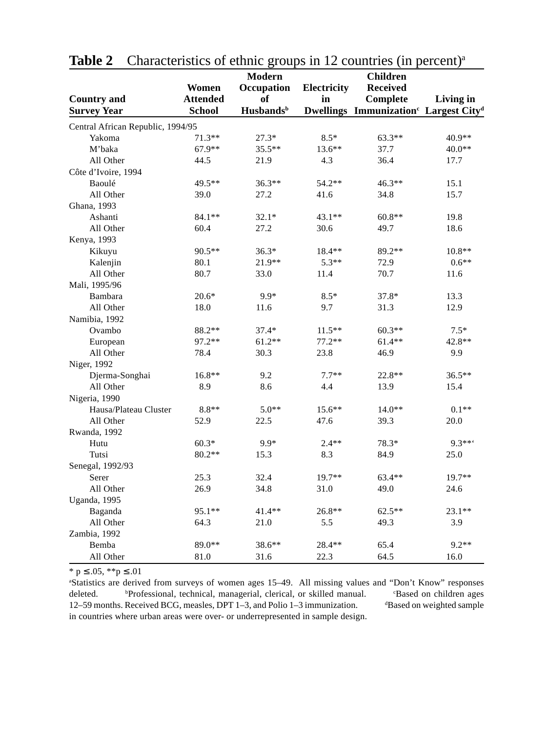**Table 2** Characteristics of ethnic groups in 12 countries (in percent)[a]

| Country and Survey Year | Women Attended School | Modern Occupation of Husbands[b] | Electricity in Dwellings | Children Received Complete Immunization[c] | Living in Largest City[d] |
|---|---|---|---|---|---|
| Central African Republic, 1994/95 | | | | | |
| Yakoma | 71.3** | 27.3* | 8.5* | 63.3** | 40.9** |
| M'baka | 67.9** | 35.5** | 13.6** | 37.7 | 40.0** |
| All Other | 44.5 | 21.9 | 4.3 | 36.4 | 17.7 |
| Côte d'Ivoire, 1994 | | | | | |
| Baoulé | 49.5** | 36.3** | 54.2** | 46.3** | 15.1 |
| All Other | 39.0 | 27.2 | 41.6 | 34.8 | 15.7 |
| Ghana, 1993 | | | | | |
| Ashanti | 84.1** | 32.1* | 43.1** | 60.8** | 19.8 |
| All Other | 60.4 | 27.2 | 30.6 | 49.7 | 18.6 |
| Kenya, 1993 | | | | | |
| Kikuyu | 90.5** | 36.3* | 18.4** | 89.2** | 10.8** |
| Kalenjin | 80.1 | 21.9** | 5.3** | 72.9 | 0.6** |
| All Other | 80.7 | 33.0 | 11.4 | 70.7 | 11.6 |
| Mali, 1995/96 | | | | | |
| Bambara | 20.6* | 9.9* | 8.5* | 37.8* | 13.3 |
| All Other | 18.0 | 11.6 | 9.7 | 31.3 | 12.9 |
| Namibia, 1992 | | | | | |
| Ovambo | 88.2** | 37.4* | 11.5** | 60.3** | 7.5* |
| European | 97.2** | 61.2** | 77.2** | 61.4** | 42.8** |
| All Other | 78.4 | 30.3 | 23.8 | 46.9 | 9.9 |
| Niger, 1992 | | | | | |
| Djerma-Songhai | 16.8** | 9.2 | 7.7** | 22.8** | 36.5** |
| All Other | 8.9 | 8.6 | 4.4 | 13.9 | 15.4 |
| Nigeria, 1990 | | | | | |
| Hausa/Plateau Cluster | 8.8** | 5.0** | 15.6** | 14.0** | 0.1** |
| All Other | 52.9 | 22.5 | 47.6 | 39.3 | 20.0 |
| Rwanda, 1992 | | | | | |
| Hutu | 60.3* | 9.9* | 2.4** | 78.3* | 9.3**' |
| Tutsi | 80.2** | 15.3 | 8.3 | 84.9 | 25.0 |
| Senegal, 1992/93 | | | | | |
| Serer | 25.3 | 32.4 | 19.7** | 63.4** | 19.7** |
| All Other | 26.9 | 34.8 | 31.0 | 49.0 | 24.6 |
| Uganda, 1995 | | | | | |
| Baganda | 95.1** | 41.4** | 26.8** | 62.5** | 23.1** |
| All Other | 64.3 | 21.0 | 5.5 | 49.3 | 3.9 |
| Zambia, 1992 | | | | | |
| Bemba | 89.0** | 38.6** | 28.4** | 65.4 | 9.2** |
| All Other | 81.0 | 31.6 | 22.3 | 64.5 | 16.0 |

* $p \leq .05$, ** $p \leq .01$

[a]Statistics are derived from surveys of women ages 15–49. All missing values and "Don't Know" responses deleted. [b]Professional, technical, managerial, clerical, or skilled manual. [c]Based on children ages 12–59 months. Received BCG, measles, DPT 1–3, and Polio 1–3 immunization. [d]Based on weighted sample in countries where urban areas were over- or underrepresented in sample design.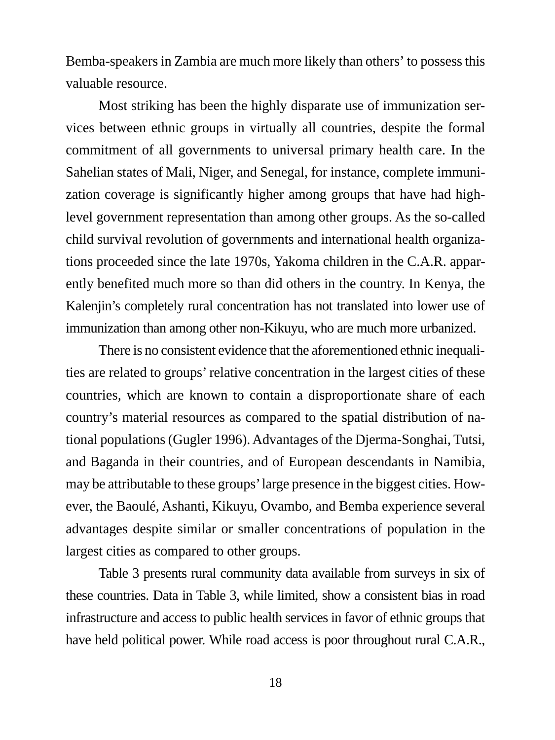Bemba-speakers in Zambia are much more likely than others' to possess this valuable resource.

Most striking has been the highly disparate use of immunization services between ethnic groups in virtually all countries, despite the formal commitment of all governments to universal primary health care. In the Sahelian states of Mali, Niger, and Senegal, for instance, complete immunization coverage is significantly higher among groups that have had high-level government representation than among other groups. As the so-called child survival revolution of governments and international health organizations proceeded since the late 1970s, Yakoma children in the C.A.R. apparently benefited much more so than did others in the country. In Kenya, the Kalenjin's completely rural concentration has not translated into lower use of immunization than among other non-Kikuyu, who are much more urbanized.

There is no consistent evidence that the aforementioned ethnic inequalities are related to groups' relative concentration in the largest cities of these countries, which are known to contain a disproportionate share of each country's material resources as compared to the spatial distribution of national populations (Gugler 1996). Advantages of the Djerma-Songhai, Tutsi, and Baganda in their countries, and of European descendants in Namibia, may be attributable to these groups' large presence in the biggest cities. However, the Baoulé, Ashanti, Kikuyu, Ovambo, and Bemba experience several advantages despite similar or smaller concentrations of population in the largest cities as compared to other groups.

Table 3 presents rural community data available from surveys in six of these countries. Data in Table 3, while limited, show a consistent bias in road infrastructure and access to public health services in favor of ethnic groups that have held political power. While road access is poor throughout rural C.A.R.,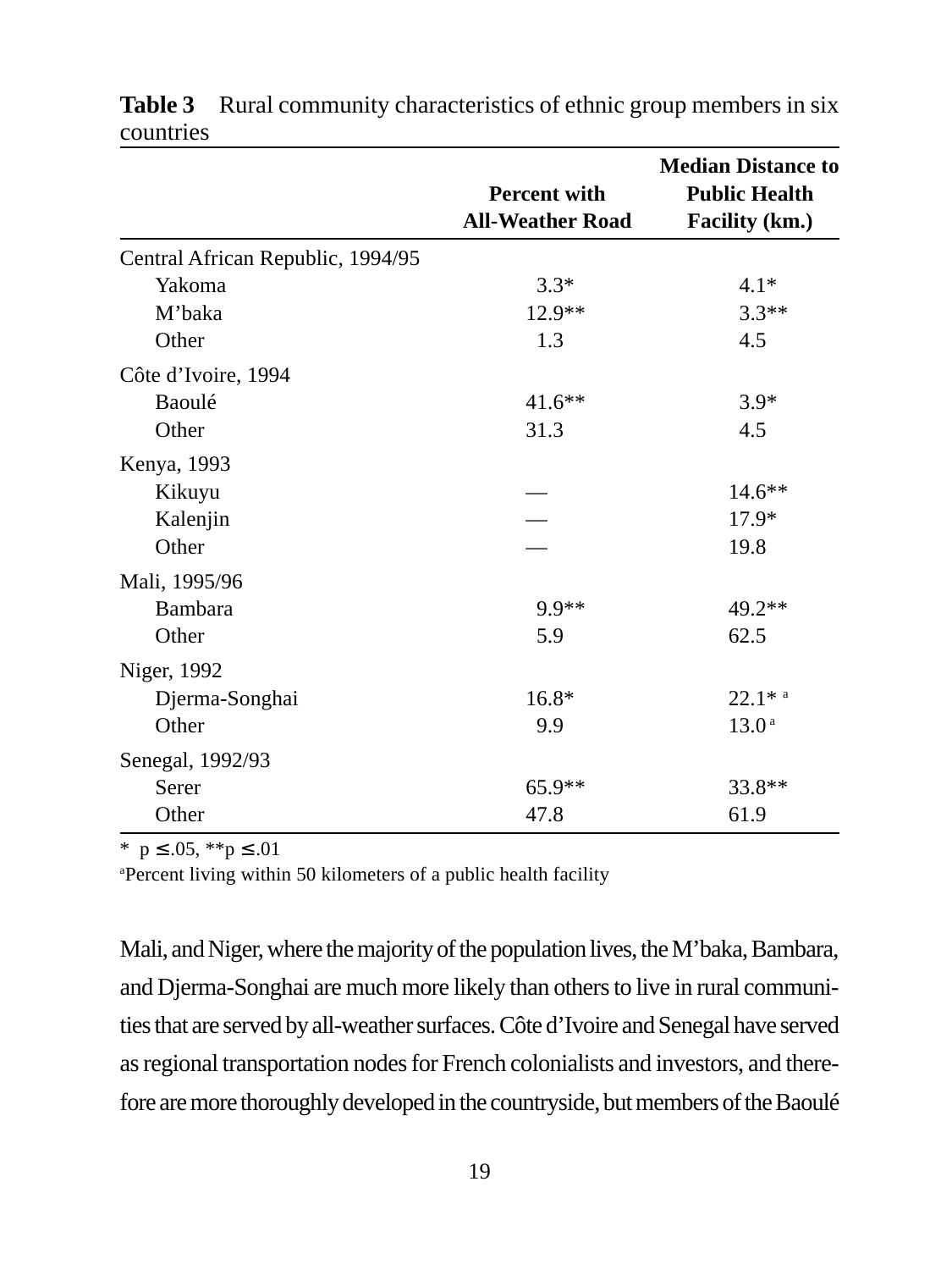**Table 3** Rural community characteristics of ethnic group members in six countries

| | Percent with All-Weather Road | Median Distance to Public Health Facility (km.) |
|---|---|---|
| Central African Republic, 1994/95 | | |
| Yakoma | 3.3* | 4.1* |
| M'baka | 12.9** | 3.3** |
| Other | 1.3 | 4.5 |
| Côte d'Ivoire, 1994 | | |
| Baoulé | 41.6** | 3.9* |
| Other | 31.3 | 4.5 |
| Kenya, 1993 | | |
| Kikuyu | — | 14.6** |
| Kalenjin | — | 17.9* |
| Other | — | 19.8 |
| Mali, 1995/96 | | |
| Bambara | 9.9** | 49.2** |
| Other | 5.9 | 62.5 |
| Niger, 1992 | | |
| Djerma-Songhai | 16.8* | 22.1* [a] |
| Other | 9.9 | 13.0 [a] |
| Senegal, 1992/93 | | |
| Serer | 65.9** | 33.8** |
| Other | 47.8 | 61.9 |

* $p \leq .05$, ** $p \leq .01$

[a]Percent living within 50 kilometers of a public health facility

Mali, and Niger, where the majority of the population lives, the M'baka, Bambara, and Djerma-Songhai are much more likely than others to live in rural communities that are served by all-weather surfaces. Côte d'Ivoire and Senegal have served as regional transportation nodes for French colonialists and investors, and therefore are more thoroughly developed in the countryside, but members of the Baoulé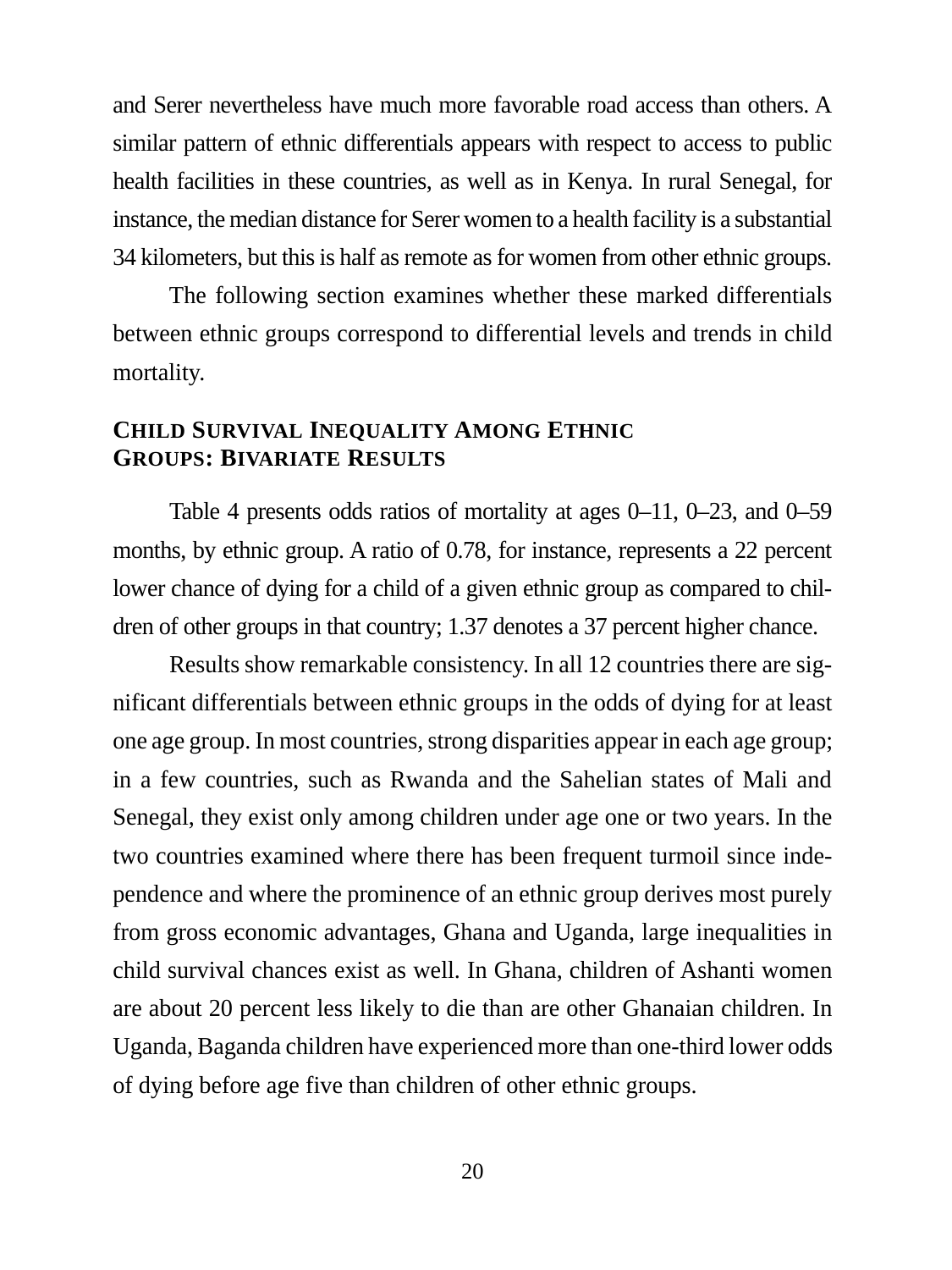and Serer nevertheless have much more favorable road access than others. A similar pattern of ethnic differentials appears with respect to access to public health facilities in these countries, as well as in Kenya. In rural Senegal, for instance, the median distance for Serer women to a health facility is a substantial 34 kilometers, but this is half as remote as for women from other ethnic groups.

The following section examines whether these marked differentials between ethnic groups correspond to differential levels and trends in child mortality.

## CHILD SURVIVAL INEQUALITY AMONG ETHNIC GROUPS: BIVARIATE RESULTS

Table 4 presents odds ratios of mortality at ages 0–11, 0–23, and 0–59 months, by ethnic group. A ratio of 0.78, for instance, represents a 22 percent lower chance of dying for a child of a given ethnic group as compared to children of other groups in that country; 1.37 denotes a 37 percent higher chance.

Results show remarkable consistency. In all 12 countries there are significant differentials between ethnic groups in the odds of dying for at least one age group. In most countries, strong disparities appear in each age group; in a few countries, such as Rwanda and the Sahelian states of Mali and Senegal, they exist only among children under age one or two years. In the two countries examined where there has been frequent turmoil since independence and where the prominence of an ethnic group derives most purely from gross economic advantages, Ghana and Uganda, large inequalities in child survival chances exist as well. In Ghana, children of Ashanti women are about 20 percent less likely to die than are other Ghanaian children. In Uganda, Baganda children have experienced more than one-third lower odds of dying before age five than children of other ethnic groups.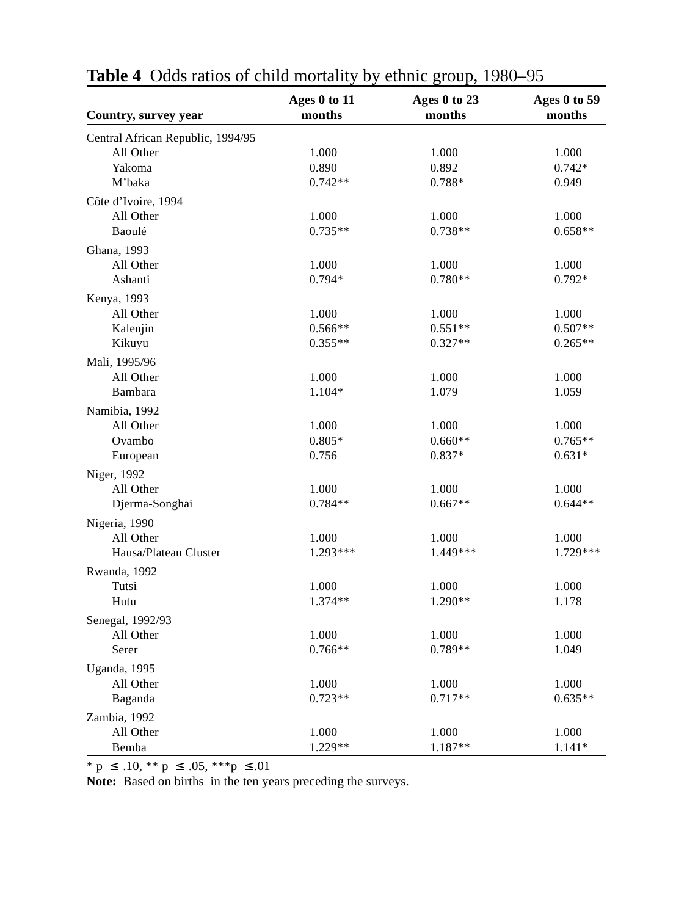**Table 4** Odds ratios of child mortality by ethnic group, 1980–95

| Country, survey year | Ages 0 to 11 months | Ages 0 to 23 months | Ages 0 to 59 months |
|---|---|---|---|
| Central African Republic, 1994/95 | | | |
| All Other | 1.000 | 1.000 | 1.000 |
| Yakoma | 0.890 | 0.892 | 0.742* |
| M'baka | 0.742** | 0.788* | 0.949 |
| Côte d'Ivoire, 1994 | | | |
| All Other | 1.000 | 1.000 | 1.000 |
| Baoulé | 0.735** | 0.738** | 0.658** |
| Ghana, 1993 | | | |
| All Other | 1.000 | 1.000 | 1.000 |
| Ashanti | 0.794* | 0.780** | 0.792* |
| Kenya, 1993 | | | |
| All Other | 1.000 | 1.000 | 1.000 |
| Kalenjin | 0.566** | 0.551** | 0.507** |
| Kikuyu | 0.355** | 0.327** | 0.265** |
| Mali, 1995/96 | | | |
| All Other | 1.000 | 1.000 | 1.000 |
| Bambara | 1.104* | 1.079 | 1.059 |
| Namibia, 1992 | | | |
| All Other | 1.000 | 1.000 | 1.000 |
| Ovambo | 0.805* | 0.660** | 0.765** |
| European | 0.756 | 0.837* | 0.631* |
| Niger, 1992 | | | |
| All Other | 1.000 | 1.000 | 1.000 |
| Djerma-Songhai | 0.784** | 0.667** | 0.644** |
| Nigeria, 1990 | | | |
| All Other | 1.000 | 1.000 | 1.000 |
| Hausa/Plateau Cluster | 1.293*** | 1.449*** | 1.729*** |
| Rwanda, 1992 | | | |
| Tutsi | 1.000 | 1.000 | 1.000 |
| Hutu | 1.374** | 1.290** | 1.178 |
| Senegal, 1992/93 | | | |
| All Other | 1.000 | 1.000 | 1.000 |
| Serer | 0.766** | 0.789** | 1.049 |
| Uganda, 1995 | | | |
| All Other | 1.000 | 1.000 | 1.000 |
| Baganda | 0.723** | 0.717** | 0.635** |
| Zambia, 1992 | | | |
| All Other | 1.000 | 1.000 | 1.000 |
| Bemba | 1.229** | 1.187** | 1.141* |

* $p \leq .10$, ** $p \leq .05$, *** $p \leq .01$

**Note:** Based on births in the ten years preceding the surveys.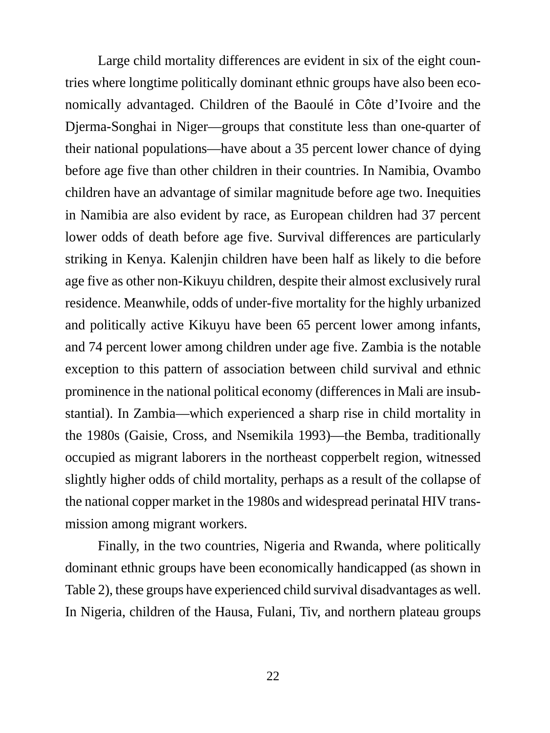Large child mortality differences are evident in six of the eight countries where longtime politically dominant ethnic groups have also been economically advantaged. Children of the Baoulé in Côte d'Ivoire and the Djerma-Songhai in Niger—groups that constitute less than one-quarter of their national populations—have about a 35 percent lower chance of dying before age five than other children in their countries. In Namibia, Ovambo children have an advantage of similar magnitude before age two. Inequities in Namibia are also evident by race, as European children had 37 percent lower odds of death before age five. Survival differences are particularly striking in Kenya. Kalenjin children have been half as likely to die before age five as other non-Kikuyu children, despite their almost exclusively rural residence. Meanwhile, odds of under-five mortality for the highly urbanized and politically active Kikuyu have been 65 percent lower among infants, and 74 percent lower among children under age five. Zambia is the notable exception to this pattern of association between child survival and ethnic prominence in the national political economy (differences in Mali are insubstantial). In Zambia—which experienced a sharp rise in child mortality in the 1980s (Gaisie, Cross, and Nsemikila 1993)—the Bemba, traditionally occupied as migrant laborers in the northeast copperbelt region, witnessed slightly higher odds of child mortality, perhaps as a result of the collapse of the national copper market in the 1980s and widespread perinatal HIV transmission among migrant workers.

Finally, in the two countries, Nigeria and Rwanda, where politically dominant ethnic groups have been economically handicapped (as shown in Table 2), these groups have experienced child survival disadvantages as well. In Nigeria, children of the Hausa, Fulani, Tiv, and northern plateau groups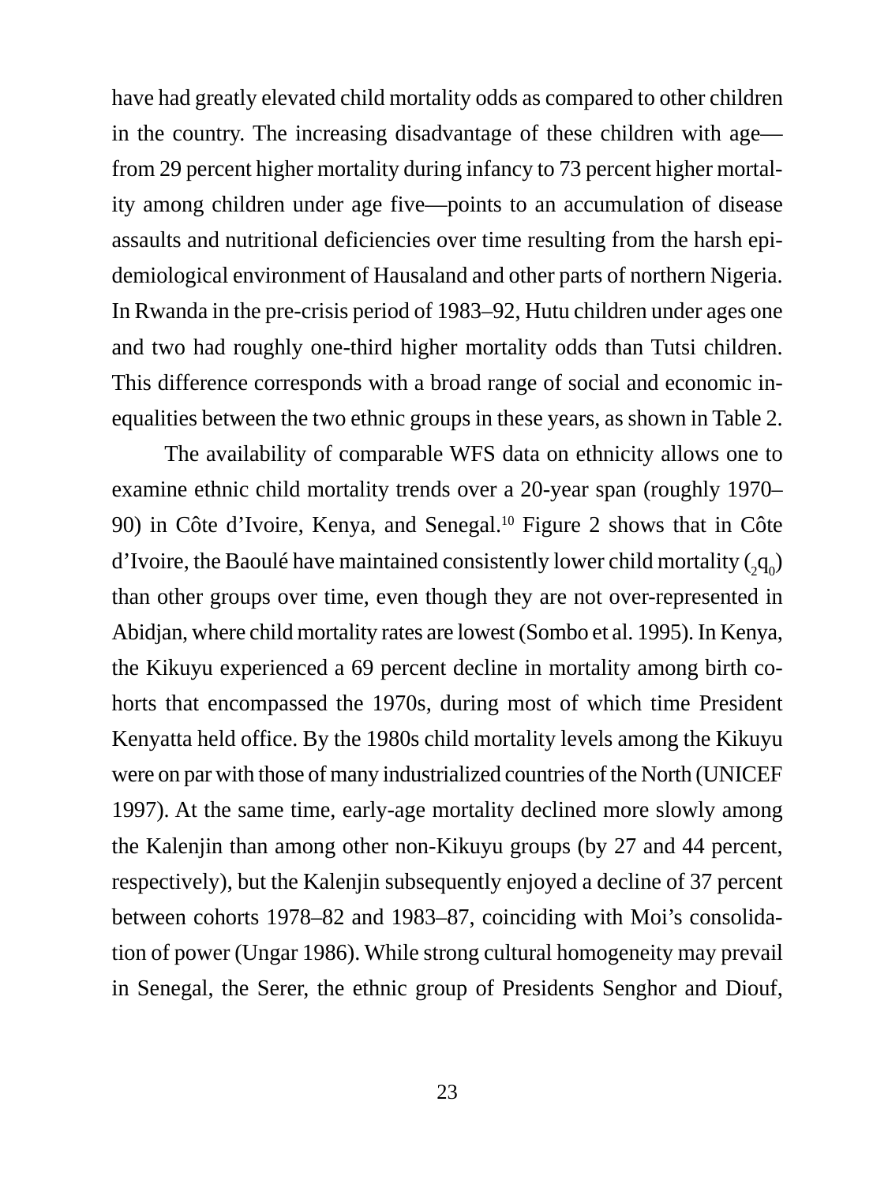have had greatly elevated child mortality odds as compared to other children in the country. The increasing disadvantage of these children with age—from 29 percent higher mortality during infancy to 73 percent higher mortality among children under age five—points to an accumulation of disease assaults and nutritional deficiencies over time resulting from the harsh epidemiological environment of Hausaland and other parts of northern Nigeria. In Rwanda in the pre-crisis period of 1983–92, Hutu children under ages one and two had roughly one-third higher mortality odds than Tutsi children. This difference corresponds with a broad range of social and economic inequalities between the two ethnic groups in these years, as shown in Table 2.

The availability of comparable WFS data on ethnicity allows one to examine ethnic child mortality trends over a 20-year span (roughly 1970–90) in Côte d'Ivoire, Kenya, and Senegal.[10] Figure 2 shows that in Côte d'Ivoire, the Baoulé have maintained consistently lower child mortality (${}_{2}q_{0}$) than other groups over time, even though they are not over-represented in Abidjan, where child mortality rates are lowest (Sombo et al. 1995). In Kenya, the Kikuyu experienced a 69 percent decline in mortality among birth cohorts that encompassed the 1970s, during most of which time President Kenyatta held office. By the 1980s child mortality levels among the Kikuyu were on par with those of many industrialized countries of the North (UNICEF 1997). At the same time, early-age mortality declined more slowly among the Kalenjin than among other non-Kikuyu groups (by 27 and 44 percent, respectively), but the Kalenjin subsequently enjoyed a decline of 37 percent between cohorts 1978–82 and 1983–87, coinciding with Moi's consolidation of power (Ungar 1986). While strong cultural homogeneity may prevail in Senegal, the Serer, the ethnic group of Presidents Senghor and Diouf,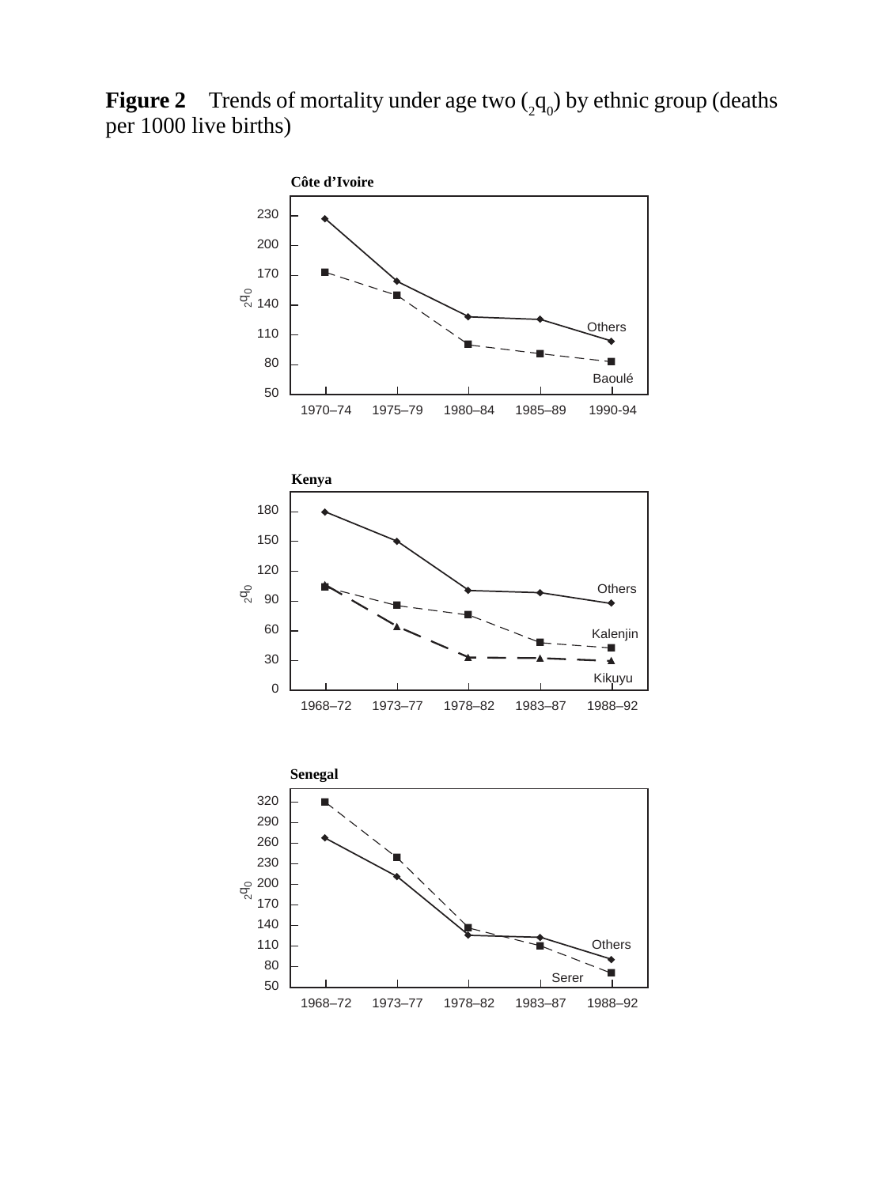**Figure 2** Trends of mortality under age two ($_2q_0$) by ethnic group (deaths per 1000 live births)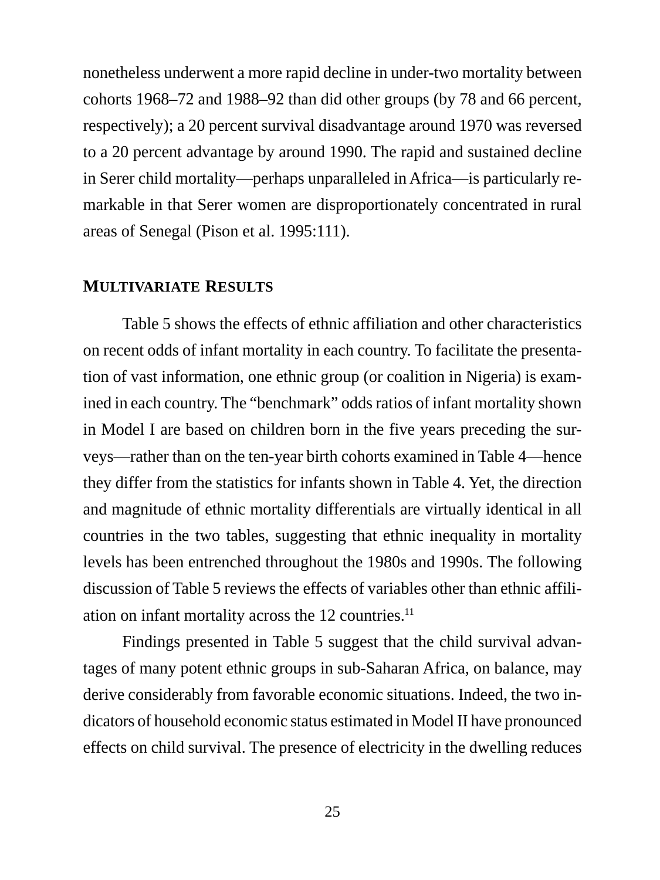nonetheless underwent a more rapid decline in under-two mortality between cohorts 1968–72 and 1988–92 than did other groups (by 78 and 66 percent, respectively); a 20 percent survival disadvantage around 1970 was reversed to a 20 percent advantage by around 1990. The rapid and sustained decline in Serer child mortality—perhaps unparalleled in Africa—is particularly remarkable in that Serer women are disproportionately concentrated in rural areas of Senegal (Pison et al. 1995:111).

## MULTIVARIATE RESULTS

Table 5 shows the effects of ethnic affiliation and other characteristics on recent odds of infant mortality in each country. To facilitate the presentation of vast information, one ethnic group (or coalition in Nigeria) is examined in each country. The "benchmark" odds ratios of infant mortality shown in Model I are based on children born in the five years preceding the surveys—rather than on the ten-year birth cohorts examined in Table 4—hence they differ from the statistics for infants shown in Table 4. Yet, the direction and magnitude of ethnic mortality differentials are virtually identical in all countries in the two tables, suggesting that ethnic inequality in mortality levels has been entrenched throughout the 1980s and 1990s. The following discussion of Table 5 reviews the effects of variables other than ethnic affiliation on infant mortality across the 12 countries.[11]

Findings presented in Table 5 suggest that the child survival advantages of many potent ethnic groups in sub-Saharan Africa, on balance, may derive considerably from favorable economic situations. Indeed, the two indicators of household economic status estimated in Model II have pronounced effects on child survival. The presence of electricity in the dwelling reduces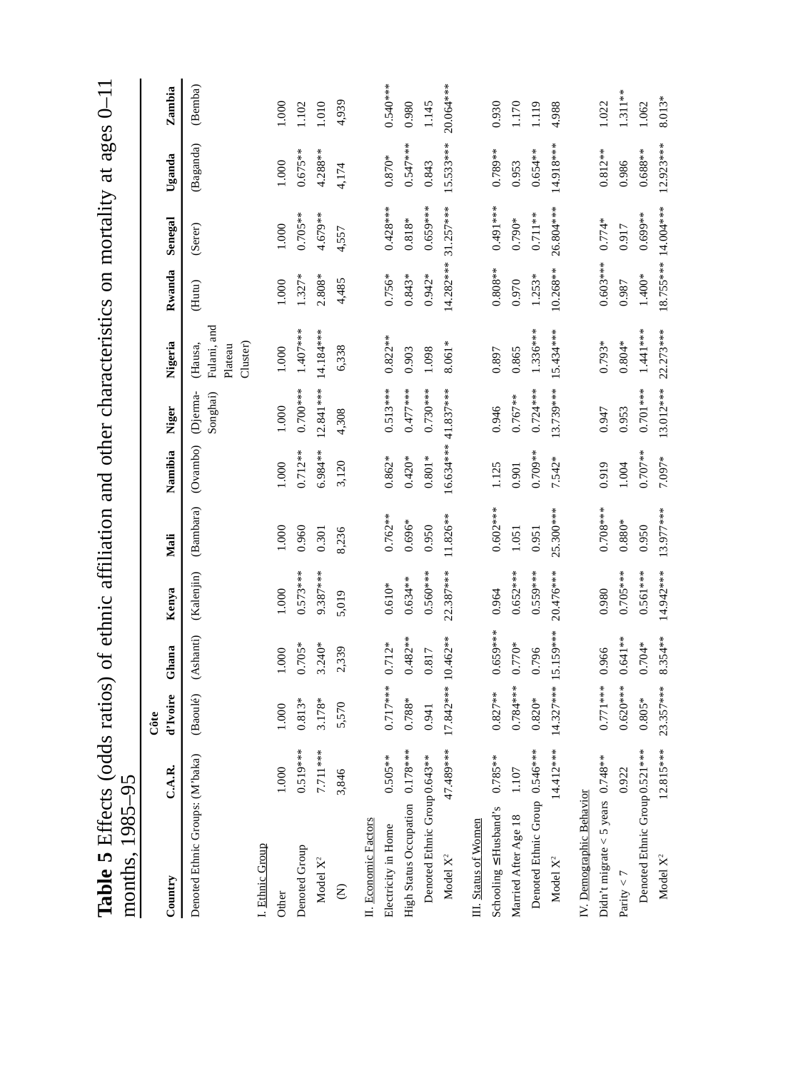**Table 5** Effects (odds ratios) of ethnic affiliation and other characteristics on mortality at ages 0–11 months, 1985–95

| Country | C.A.R. | Côte d'Ivoire | Ghana | Kenya | Mali | Namibia | Niger | Nigeria | Rwanda | Senegal | Uganda | Zambia |
|---|---|---|---|---|---|---|---|---|---|---|---|---|
| Denoted Ethnic Groups: | (M'baka) | (Baoulé) | (Ashanti) | (Kalenjin) | (Bambara) | (Ovambo) | (Djerma-Songhai) | (Hausa, Fulani, and Plateau Cluster) | (Hutu) | (Serer) | (Baganda) | (Bemba) |
| I. Ethnic Group | | | | | | | | | | | | |
| Other | 1.000 | 1.000 | 1.000 | 1.000 | 1.000 | 1.000 | 1.000 | 1.000 | 1.000 | 1.000 | 1.000 | 1.000 |
| Denoted Group | 0.519*** | 0.813* | 0.705* | 0.573*** | 0.960 | 0.712** | 0.700*** | 1.407*** | 1.327* | 0.705** | 0.675** | 1.102 |
| Model $X^2$ | 7.711*** | 3.178* | 3.240* | 9.387*** | 0.301 | 6.984** | 12.841*** | 14.184*** | 2.808* | 4.679** | 4.288** | 1.010 |
| (N) | 3,846 | 5,570 | 2,339 | 5,019 | 8,236 | 3,120 | 4,308 | 6,338 | 4,485 | 4,557 | 4,174 | 4,939 |
| II. Economic Factors | | | | | | | | | | | | |
| Electricity in Home | 0.505** | 0.717*** | 0.712* | 0.610* | 0.762** | 0.862* | 0.513*** | 0.822** | 0.756* | 0.428*** | 0.870* | 0.540*** |
| High Status Occupation | 0.178*** | 0.788* | 0.482** | 0.634** | 0.696* | 0.420* | 0.477*** | 0.903 | 0.843* | 0.818* | 0.547*** | 0.980 |
| Denoted Ethnic Group | 0.643** | 0.941 | 0.817 | 0.560*** | 0.950 | 0.801* | 0.730*** | 1.098 | 0.942* | 0.659*** | 0.843 | 1.145 |
| Model $X^2$ | 47.489*** | 17.842*** | 10.462** | 22.387*** | 11.826** | 16.634*** | 41.837*** | 8.061* | 14.282*** | 31.257*** | 15.533*** | 20.064*** |
| III. Status of Women | | | | | | | | | | | | |
| Schooling ≤Husband's | 0.785** | 0.827** | 0.659*** | 0.964 | 0.602*** | 1.125 | 0.946 | 0.897 | 0.808** | 0.491*** | 0.789** | 0.930 |
| Married After Age 18 | 1.107 | 0.784*** | 0.770* | 0.652*** | 1.051 | 0.901 | 0.767** | 0.865 | 0.970 | 0.790* | 0.953 | 1.170 |
| Denoted Ethnic Group | 0.546*** | 0.820* | 0.796 | 0.559*** | 0.951 | 0.709** | 0.724*** | 1.336*** | 1.253* | 0.711** | 0.654** | 1.119 |
| Model $X^2$ | 14.412*** | 14.327*** | 15.159*** | 20.476*** | 25.300*** | 7.542* | 13.739*** | 15.434*** | 10.268** | 26.804*** | 14.918*** | 4.988 |
| IV. Demographic Behavior | | | | | | | | | | | | |
| Didn't migrate < 5 years | 0.748** | 0.771*** | 0.966 | 0.980 | 0.708*** | 0.919 | 0.947 | 0.793* | 0.603*** | 0.774* | 0.812** | 1.022 |
| Parity < 7 | 0.922 | 0.620*** | 0.641** | 0.705*** | 0.880* | 1.004 | 0.953 | 0.804* | 0.987 | 0.917 | 0.986 | 1.311** |
| Denoted Ethnic Group | 0.521*** | 0.805* | 0.704* | 0.561*** | 0.950 | 0.707** | 0.701*** | 1.441*** | 1.400* | 0.699** | 0.688** | 1.062 |
| Model $X^2$ | 12.815*** | 23.357*** | 8.354** | 14.942*** | 13.977*** | 7.097* | 13.012*** | 22.273*** | 18.755*** | 14.004*** | 12.923*** | 8.013* |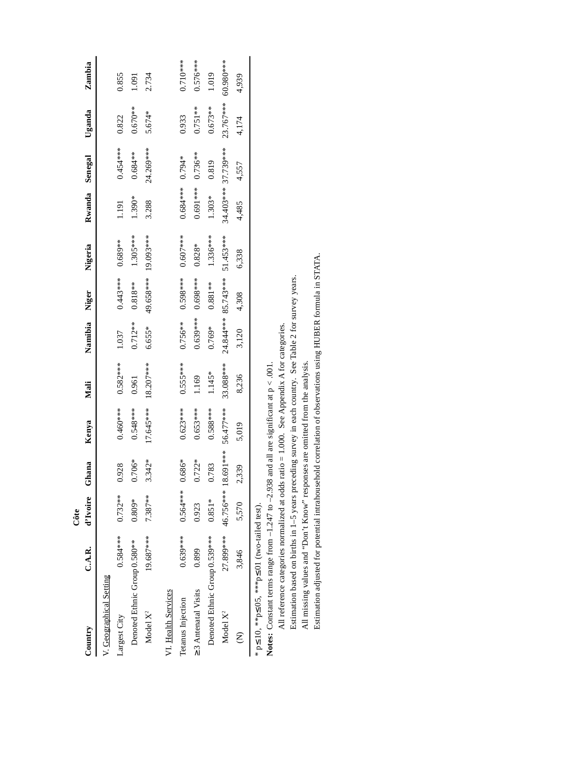| Country | C.A.R. | Côte d'Ivoire | Ghana | Kenya | Mali | Namibia | Niger | Nigeria | Rwanda | Senegal | Uganda | Zambia |
|---|---|---|---|---|---|---|---|---|---|---|---|---|
| V. Geographical Setting | | | | | | | | | | | | |
| Largest City | 0.584*** | 0.732** | 0.928 | 0.460*** | 0.582*** | 1.037 | 0.443*** | 0.689** | 1.191 | 0.454*** | 0.822 | 0.855 |
| Denoted Ethnic Group | 0.580** | 0.809* | 0.706* | 0.548*** | 0.961 | 0.712** | 0.818** | 1.305*** | 1.390* | 0.684** | 0.670** | 1.091 |
| Model $X^2$ | 19.687*** | 7.387** | 3.342* | 17.645*** | 18.207*** | 6.655* | 49.658*** | 19.093*** | 3.288 | 24.269*** | 5.674* | 2.734 |
| VI. Health Services | | | | | | | | | | | | |
| Tetanus Injection | 0.639*** | 0.564*** | 0.686* | 0.623*** | 0.555*** | 0.756** | 0.598*** | 0.607*** | 0.684*** | 0.794* | 0.933 | 0.710*** |
| ≥3 Antenatal Visits | 0.899 | 0.923 | 0.722* | 0.653*** | 1.169 | 0.639*** | 0.698*** | 0.828* | 0.691*** | 0.736** | 0.751** | 0.576*** |
| Denoted Ethnic Group | 0.539*** | 0.851* | 0.783 | 0.588*** | 1.145* | 0.769* | 0.881** | 1.336*** | 1.303* | 0.819 | 0.673** | 1.019 |
| Model $X^2$ | 27.899*** | 46.756*** | 18.691*** | 56.477*** | 33.088*** | 24.844*** | 85.743*** | 51.453*** | 34.403*** | 37.739*** | 23.767*** | 60.980*** |
| (N) | 3,846 | 5,570 | 2,339 | 5,019 | 8,236 | 3,120 | 4,308 | 6,338 | 4,485 | 4,557 | 4,174 | 4,939 |

* p≤10, **p≤05, ***p≤01 (two-tailed test).

**Notes:** Constant terms range from –1.247 to –2.938 and all are significant at p < .001.
All reference categories normalized at odds ratio = 1.000. See Appendix A for categories.
Estimation based on births in 1–5 years preceding survey in each country. See Table 2 for survey years.
All missing values and "Don't Know" responses are omitted from the analysis.
Estimation adjusted for potential intrahousehold correlation of observations using HUBER formula in STATA.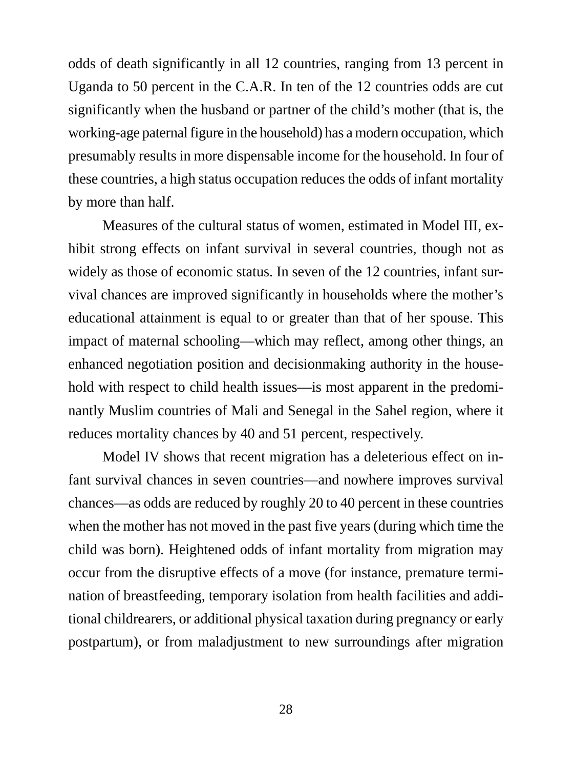odds of death significantly in all 12 countries, ranging from 13 percent in Uganda to 50 percent in the C.A.R. In ten of the 12 countries odds are cut significantly when the husband or partner of the child's mother (that is, the working-age paternal figure in the household) has a modern occupation, which presumably results in more dispensable income for the household. In four of these countries, a high status occupation reduces the odds of infant mortality by more than half.

Measures of the cultural status of women, estimated in Model III, exhibit strong effects on infant survival in several countries, though not as widely as those of economic status. In seven of the 12 countries, infant survival chances are improved significantly in households where the mother's educational attainment is equal to or greater than that of her spouse. This impact of maternal schooling—which may reflect, among other things, an enhanced negotiation position and decisionmaking authority in the household with respect to child health issues—is most apparent in the predominantly Muslim countries of Mali and Senegal in the Sahel region, where it reduces mortality chances by 40 and 51 percent, respectively.

Model IV shows that recent migration has a deleterious effect on infant survival chances in seven countries—and nowhere improves survival chances—as odds are reduced by roughly 20 to 40 percent in these countries when the mother has not moved in the past five years (during which time the child was born). Heightened odds of infant mortality from migration may occur from the disruptive effects of a move (for instance, premature termination of breastfeeding, temporary isolation from health facilities and additional childrearers, or additional physical taxation during pregnancy or early postpartum), or from maladjustment to new surroundings after migration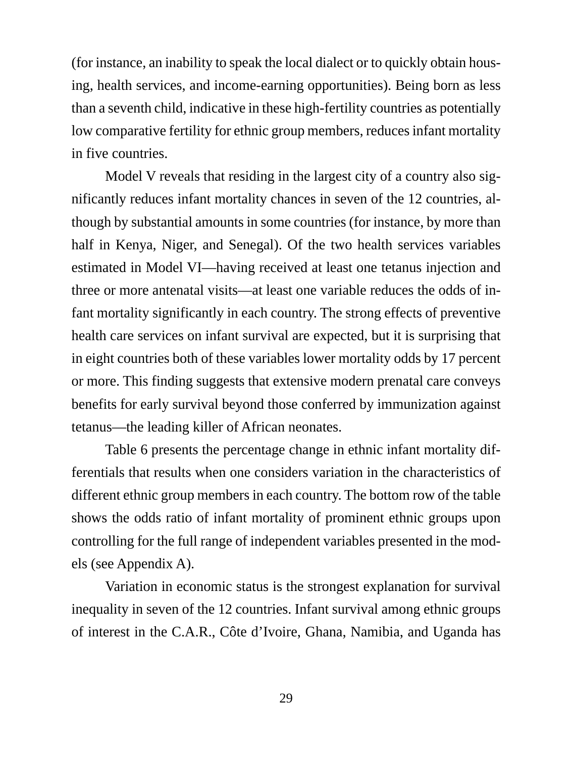(for instance, an inability to speak the local dialect or to quickly obtain housing, health services, and income-earning opportunities). Being born as less than a seventh child, indicative in these high-fertility countries as potentially low comparative fertility for ethnic group members, reduces infant mortality in five countries.

Model V reveals that residing in the largest city of a country also significantly reduces infant mortality chances in seven of the 12 countries, although by substantial amounts in some countries (for instance, by more than half in Kenya, Niger, and Senegal). Of the two health services variables estimated in Model VI—having received at least one tetanus injection and three or more antenatal visits—at least one variable reduces the odds of infant mortality significantly in each country. The strong effects of preventive health care services on infant survival are expected, but it is surprising that in eight countries both of these variables lower mortality odds by 17 percent or more. This finding suggests that extensive modern prenatal care conveys benefits for early survival beyond those conferred by immunization against tetanus—the leading killer of African neonates.

Table 6 presents the percentage change in ethnic infant mortality differentials that results when one considers variation in the characteristics of different ethnic group members in each country. The bottom row of the table shows the odds ratio of infant mortality of prominent ethnic groups upon controlling for the full range of independent variables presented in the models (see Appendix A).

Variation in economic status is the strongest explanation for survival inequality in seven of the 12 countries. Infant survival among ethnic groups of interest in the C.A.R., Côte d'Ivoire, Ghana, Namibia, and Uganda has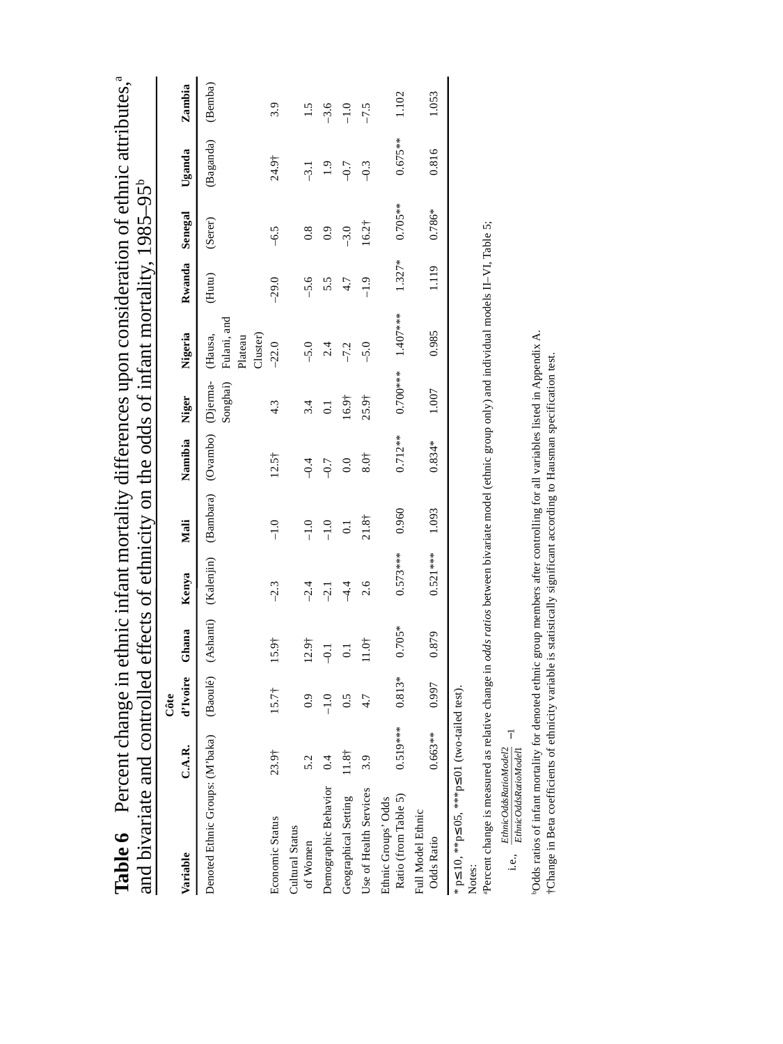**Table 6** Percent change in ethnic infant mortality differences upon consideration of ethnic attributes,[a] and bivariate and controlled effects of ethnicity on the odds of infant mortality, 1985–95[b]

| Variable | C.A.R. | Côte d'Ivoire | Ghana | Kenya | Mali | Namibia | Niger | Nigeria | Rwanda | Senegal | Uganda | Zambia |
|---|---|---|---|---|---|---|---|---|---|---|---|---|
| Denoted Ethnic Groups: | (M'baka) | (Baoulé) | (Ashanti) | (Kalenjin) | (Bambara) | (Ovambo) | (Djerma-Songhai) | (Hausa, Fulani, and Plateau Cluster) | (Hutu) | (Serer) | (Baganda) | (Bemba) |
| Economic Status | 23.9† | 15.7† | 15.9† | –2.3 | –1.0 | 12.5† | 4.3 | –22.0 | –29.0 | –6.5 | 24.9† | 3.9 |
| Cultural Status of Women | 5.2 | 0.9 | 12.9† | –2.4 | –1.0 | –0.4 | 3.4 | –5.0 | –5.6 | 0.8 | –3.1 | 1.5 |
| Demographic Behavior | 0.4 | –1.0 | –0.1 | –2.1 | –1.0 | –0.7 | 0.1 | 2.4 | 5.5 | 0.9 | 1.9 | –3.6 |
| Geographical Setting | 11.8† | 0.5 | 0.1 | –4.4 | 0.1 | 0.0 | 16.9† | –7.2 | 4.7 | –3.0 | –0.7 | –1.0 |
| Use of Health Services | 3.9 | 4.7 | 11.0† | 2.6 | 21.8† | 8.0† | 25.9† | –5.0 | –1.9 | 16.2† | –0.3 | –7.5 |
| Ethnic Groups' Odds Ratio (from Table 5) | 0.519*** | 0.813* | 0.705* | 0.573*** | 0.960 | 0.712** | 0.700*** | 1.407*** | 1.327* | 0.705** | 0.675** | 1.102 |
| Full Model Ethnic Odds Ratio | 0.663** | 0.997 | 0.879 | 0.521*** | 1.093 | 0.834* | 1.007 | 0.985 | 1.119 | 0.786* | 0.816 | 1.053 |

* p≤.10, ** p≤.05, *** p≤.01 (two-tailed test).

Notes:

[a]Percent change is measured as relative change in *odds ratios* between bivariate model (ethnic group only) and individual models II–VI, Table 5;

i.e., $\frac{EthnicOddsRatioModel2}{EthnicOddsRatioModel1} - 1$

[b]Odds ratios of infant mortality for denoted ethnic group members after controlling for all variables listed in Appendix A.

†Change in Beta coefficients of ethnicity variable is statistically significant according to Hausman specification test.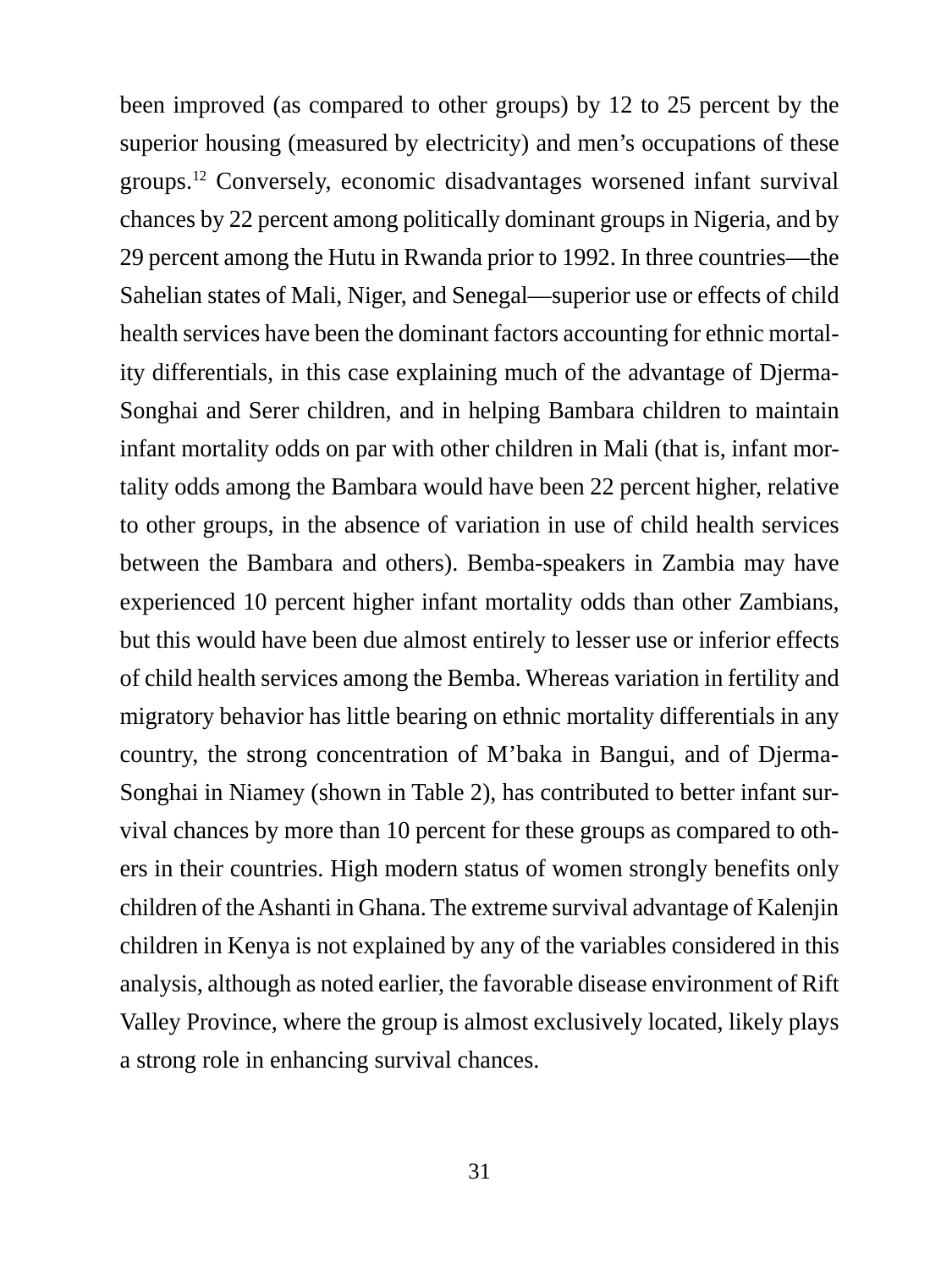been improved (as compared to other groups) by 12 to 25 percent by the superior housing (measured by electricity) and men's occupations of these groups.[12] Conversely, economic disadvantages worsened infant survival chances by 22 percent among politically dominant groups in Nigeria, and by 29 percent among the Hutu in Rwanda prior to 1992. In three countries—the Sahelian states of Mali, Niger, and Senegal—superior use or effects of child health services have been the dominant factors accounting for ethnic mortality differentials, in this case explaining much of the advantage of Djerma-Songhai and Serer children, and in helping Bambara children to maintain infant mortality odds on par with other children in Mali (that is, infant mortality odds among the Bambara would have been 22 percent higher, relative to other groups, in the absence of variation in use of child health services between the Bambara and others). Bemba-speakers in Zambia may have experienced 10 percent higher infant mortality odds than other Zambians, but this would have been due almost entirely to lesser use or inferior effects of child health services among the Bemba. Whereas variation in fertility and migratory behavior has little bearing on ethnic mortality differentials in any country, the strong concentration of M'baka in Bangui, and of Djerma-Songhai in Niamey (shown in Table 2), has contributed to better infant survival chances by more than 10 percent for these groups as compared to others in their countries. High modern status of women strongly benefits only children of the Ashanti in Ghana. The extreme survival advantage of Kalenjin children in Kenya is not explained by any of the variables considered in this analysis, although as noted earlier, the favorable disease environment of Rift Valley Province, where the group is almost exclusively located, likely plays a strong role in enhancing survival chances.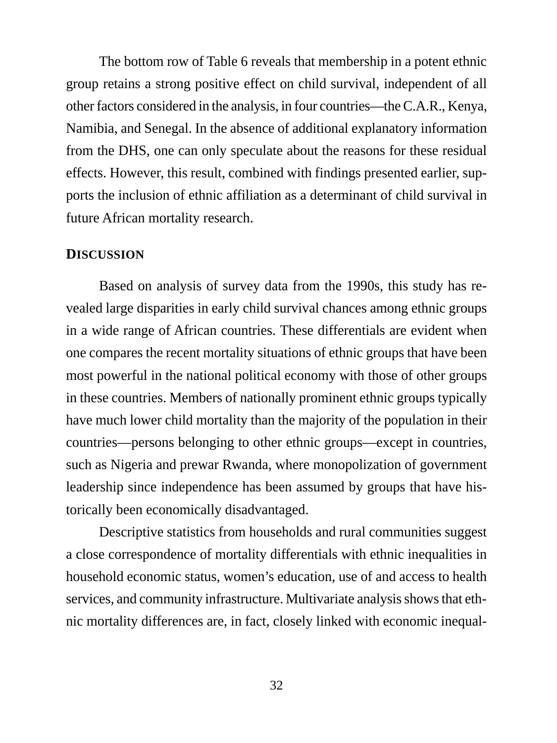The bottom row of Table 6 reveals that membership in a potent ethnic group retains a strong positive effect on child survival, independent of all other factors considered in the analysis, in four countries—the C.A.R., Kenya, Namibia, and Senegal. In the absence of additional explanatory information from the DHS, one can only speculate about the reasons for these residual effects. However, this result, combined with findings presented earlier, supports the inclusion of ethnic affiliation as a determinant of child survival in future African mortality research.

## DISCUSSION

Based on analysis of survey data from the 1990s, this study has revealed large disparities in early child survival chances among ethnic groups in a wide range of African countries. These differentials are evident when one compares the recent mortality situations of ethnic groups that have been most powerful in the national political economy with those of other groups in these countries. Members of nationally prominent ethnic groups typically have much lower child mortality than the majority of the population in their countries—persons belonging to other ethnic groups—except in countries, such as Nigeria and prewar Rwanda, where monopolization of government leadership since independence has been assumed by groups that have historically been economically disadvantaged.

Descriptive statistics from households and rural communities suggest a close correspondence of mortality differentials with ethnic inequalities in household economic status, women's education, use of and access to health services, and community infrastructure. Multivariate analysis shows that ethnic mortality differences are, in fact, closely linked with economic inequal-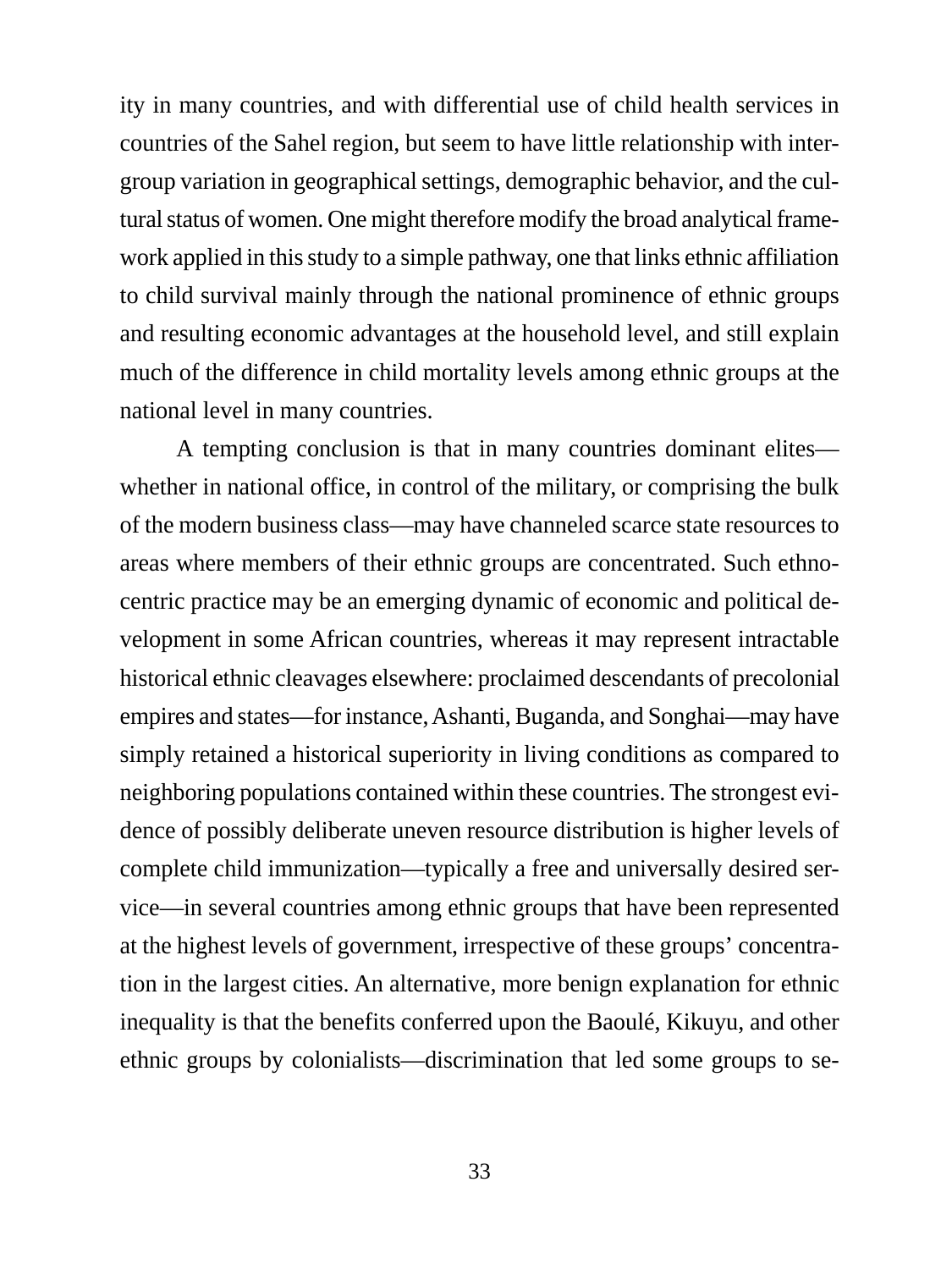ity in many countries, and with differential use of child health services in countries of the Sahel region, but seem to have little relationship with intergroup variation in geographical settings, demographic behavior, and the cultural status of women. One might therefore modify the broad analytical framework applied in this study to a simple pathway, one that links ethnic affiliation to child survival mainly through the national prominence of ethnic groups and resulting economic advantages at the household level, and still explain much of the difference in child mortality levels among ethnic groups at the national level in many countries.

A tempting conclusion is that in many countries dominant elites—whether in national office, in control of the military, or comprising the bulk of the modern business class—may have channeled scarce state resources to areas where members of their ethnic groups are concentrated. Such ethnocentric practice may be an emerging dynamic of economic and political development in some African countries, whereas it may represent intractable historical ethnic cleavages elsewhere: proclaimed descendants of precolonial empires and states—for instance, Ashanti, Buganda, and Songhai—may have simply retained a historical superiority in living conditions as compared to neighboring populations contained within these countries. The strongest evidence of possibly deliberate uneven resource distribution is higher levels of complete child immunization—typically a free and universally desired service—in several countries among ethnic groups that have been represented at the highest levels of government, irrespective of these groups' concentration in the largest cities. An alternative, more benign explanation for ethnic inequality is that the benefits conferred upon the Baoulé, Kikuyu, and other ethnic groups by colonialists—discrimination that led some groups to se-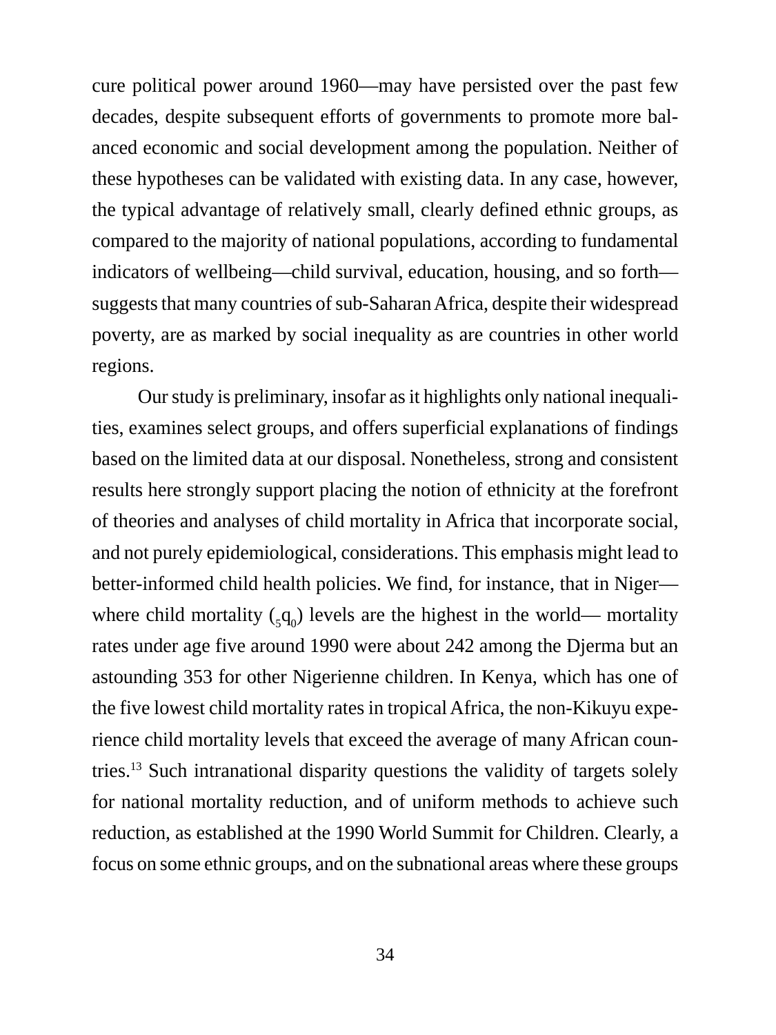cure political power around 1960—may have persisted over the past few decades, despite subsequent efforts of governments to promote more balanced economic and social development among the population. Neither of these hypotheses can be validated with existing data. In any case, however, the typical advantage of relatively small, clearly defined ethnic groups, as compared to the majority of national populations, according to fundamental indicators of wellbeing—child survival, education, housing, and so forth—suggests that many countries of sub-Saharan Africa, despite their widespread poverty, are as marked by social inequality as are countries in other world regions.

Our study is preliminary, insofar as it highlights only national inequalities, examines select groups, and offers superficial explanations of findings based on the limited data at our disposal. Nonetheless, strong and consistent results here strongly support placing the notion of ethnicity at the forefront of theories and analyses of child mortality in Africa that incorporate social, and not purely epidemiological, considerations. This emphasis might lead to better-informed child health policies. We find, for instance, that in Niger—where child mortality (${}_5q_0$) levels are the highest in the world— mortality rates under age five around 1990 were about 242 among the Djerma but an astounding 353 for other Nigerienne children. In Kenya, which has one of the five lowest child mortality rates in tropical Africa, the non-Kikuyu experience child mortality levels that exceed the average of many African countries.[13] Such intranational disparity questions the validity of targets solely for national mortality reduction, and of uniform methods to achieve such reduction, as established at the 1990 World Summit for Children. Clearly, a focus on some ethnic groups, and on the subnational areas where these groups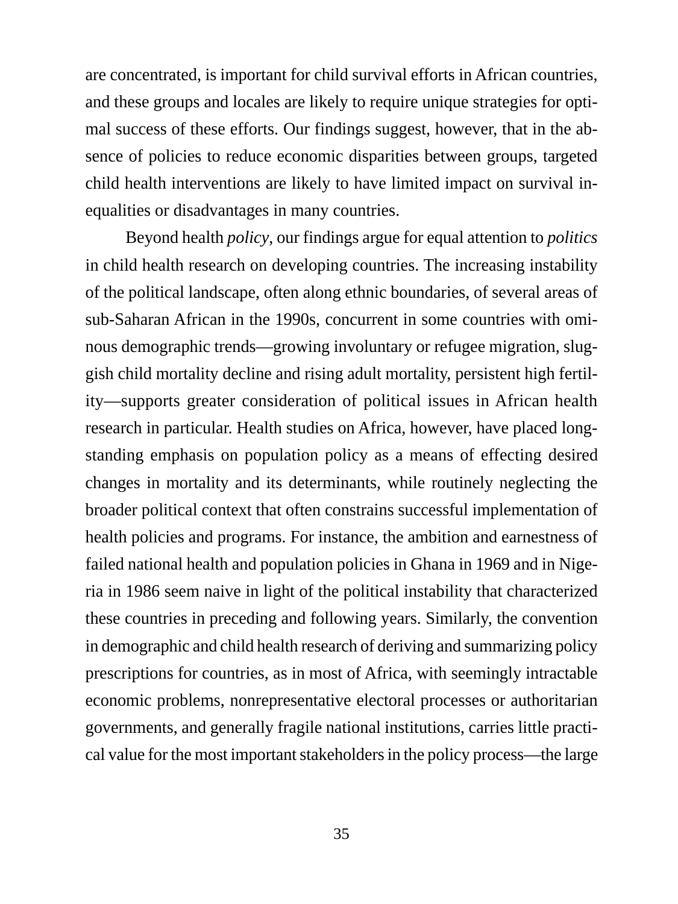are concentrated, is important for child survival efforts in African countries, and these groups and locales are likely to require unique strategies for optimal success of these efforts. Our findings suggest, however, that in the absence of policies to reduce economic disparities between groups, targeted child health interventions are likely to have limited impact on survival inequalities or disadvantages in many countries.

Beyond health *policy*, our findings argue for equal attention to *politics* in child health research on developing countries. The increasing instability of the political landscape, often along ethnic boundaries, of several areas of sub-Saharan African in the 1990s, concurrent in some countries with ominous demographic trends—growing involuntary or refugee migration, sluggish child mortality decline and rising adult mortality, persistent high fertility—supports greater consideration of political issues in African health research in particular. Health studies on Africa, however, have placed longstanding emphasis on population policy as a means of effecting desired changes in mortality and its determinants, while routinely neglecting the broader political context that often constrains successful implementation of health policies and programs. For instance, the ambition and earnestness of failed national health and population policies in Ghana in 1969 and in Nigeria in 1986 seem naive in light of the political instability that characterized these countries in preceding and following years. Similarly, the convention in demographic and child health research of deriving and summarizing policy prescriptions for countries, as in most of Africa, with seemingly intractable economic problems, nonrepresentative electoral processes or authoritarian governments, and generally fragile national institutions, carries little practical value for the most important stakeholders in the policy process—the large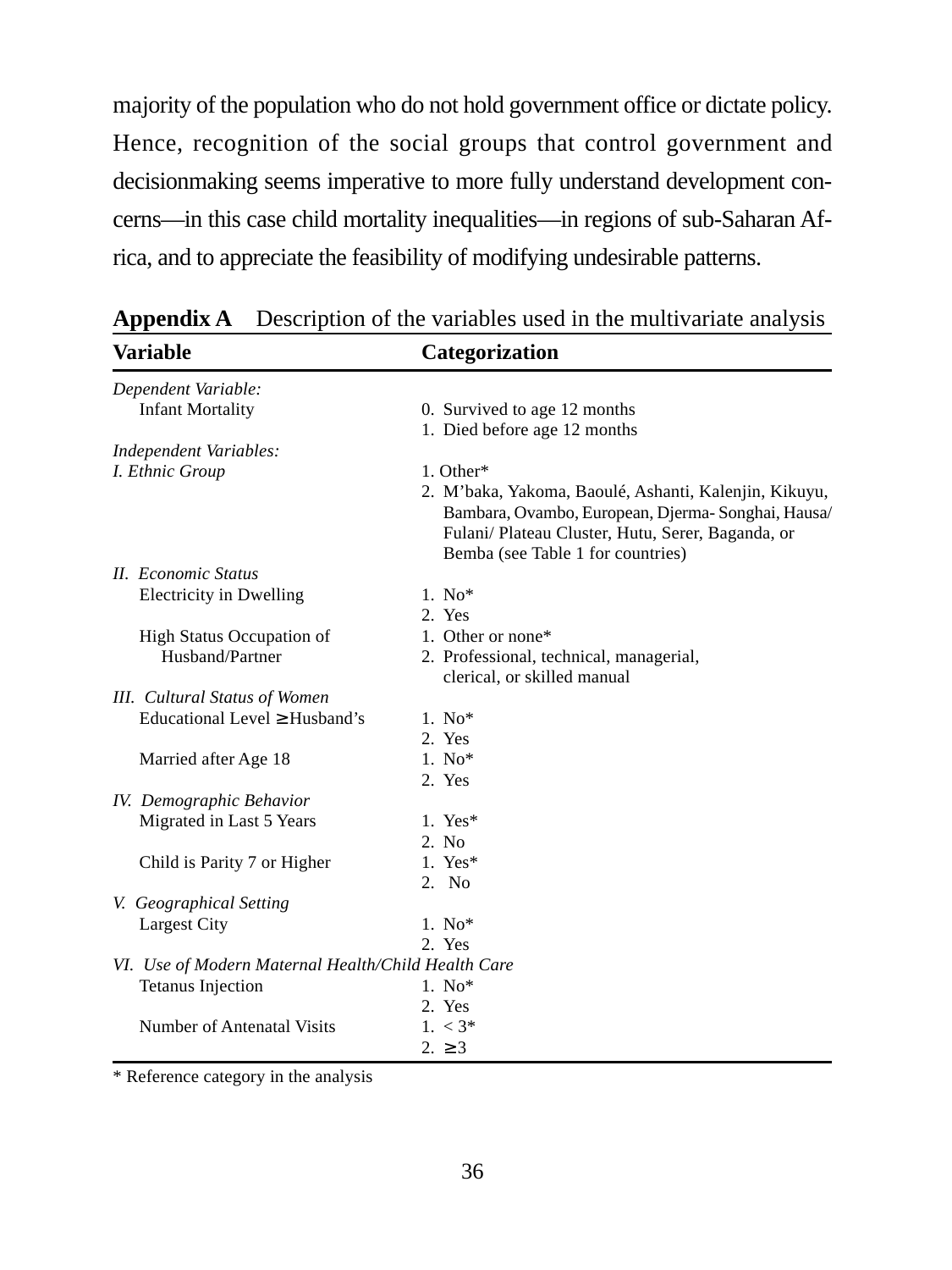majority of the population who do not hold government office or dictate policy. Hence, recognition of the social groups that control government and decisionmaking seems imperative to more fully understand development concerns—in this case child mortality inequalities—in regions of sub-Saharan Africa, and to appreciate the feasibility of modifying undesirable patterns.

**Appendix A** Description of the variables used in the multivariate analysis

| Variable | Categorization |
|---|---|
| *Dependent Variable:* | |
| Infant Mortality | 0. Survived to age 12 months |
| | 1. Died before age 12 months |
| *Independent Variables:* | |
| *I. Ethnic Group* | 1. Other* |
| | 2. M'baka, Yakoma, Baoulé, Ashanti, Kalenjin, Kikuyu, Bambara, Ovambo, European, Djerma- Songhai, Hausa/ Fulani/ Plateau Cluster, Hutu, Serer, Baganda, or Bemba (see Table 1 for countries) |
| *II. Economic Status* | |
| Electricity in Dwelling | 1. No* |
| | 2. Yes |
| High Status Occupation of Husband/Partner | 1. Other or none* |
| | 2. Professional, technical, managerial, clerical, or skilled manual |
| *III. Cultural Status of Women* | |
| Educational Level ≥ Husband's | 1. No* |
| | 2. Yes |
| Married after Age 18 | 1. No* |
| | 2. Yes |
| *IV. Demographic Behavior* | |
| Migrated in Last 5 Years | 1. Yes* |
| | 2. No |
| Child is Parity 7 or Higher | 1. Yes* |
| | 2. No |
| *V. Geographical Setting* | |
| Largest City | 1. No* |
| | 2. Yes |
| *VI. Use of Modern Maternal Health/Child Health Care* | |
| Tetanus Injection | 1. No* |
| | 2. Yes |
| Number of Antenatal Visits | 1. < 3* |
| | 2. ≥ 3 |

\* Reference category in the analysis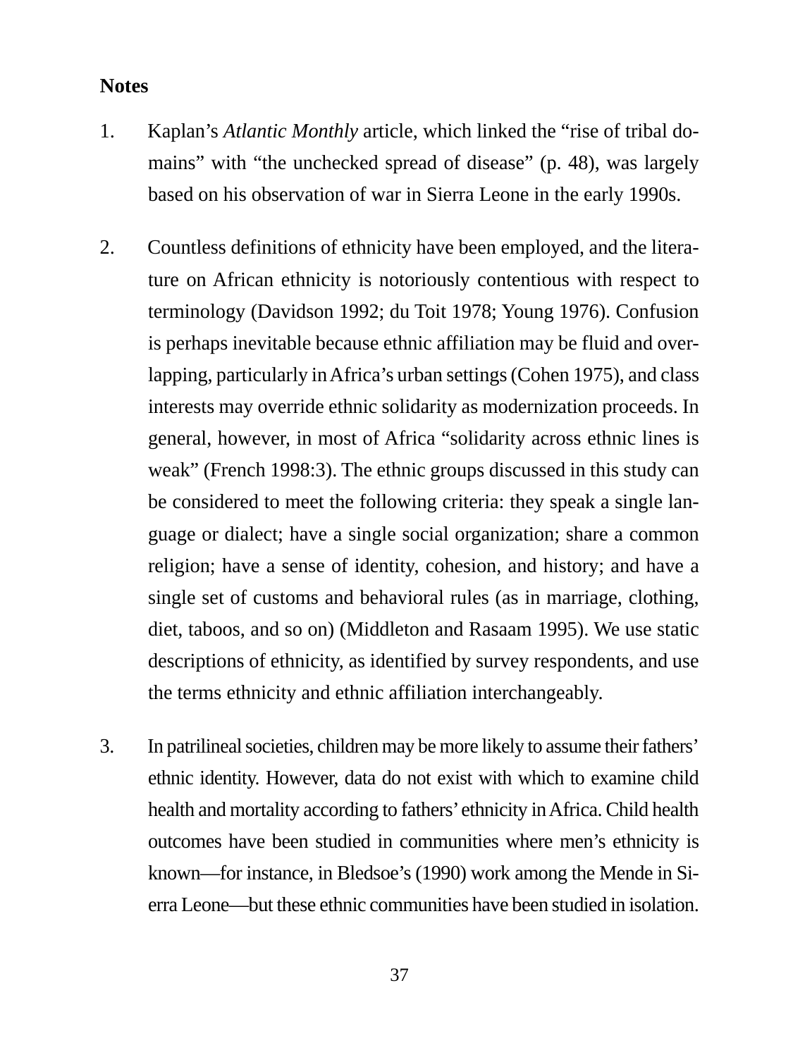## Notes

1. Kaplan's *Atlantic Monthly* article, which linked the "rise of tribal domains" with "the unchecked spread of disease" (p. 48), was largely based on his observation of war in Sierra Leone in the early 1990s.

2. Countless definitions of ethnicity have been employed, and the literature on African ethnicity is notoriously contentious with respect to terminology (Davidson 1992; du Toit 1978; Young 1976). Confusion is perhaps inevitable because ethnic affiliation may be fluid and overlapping, particularly in Africa's urban settings (Cohen 1975), and class interests may override ethnic solidarity as modernization proceeds. In general, however, in most of Africa "solidarity across ethnic lines is weak" (French 1998:3). The ethnic groups discussed in this study can be considered to meet the following criteria: they speak a single language or dialect; have a single social organization; share a common religion; have a sense of identity, cohesion, and history; and have a single set of customs and behavioral rules (as in marriage, clothing, diet, taboos, and so on) (Middleton and Rasaam 1995). We use static descriptions of ethnicity, as identified by survey respondents, and use the terms ethnicity and ethnic affiliation interchangeably.

3. In patrilineal societies, children may be more likely to assume their fathers' ethnic identity. However, data do not exist with which to examine child health and mortality according to fathers' ethnicity in Africa. Child health outcomes have been studied in communities where men's ethnicity is known—for instance, in Bledsoe's (1990) work among the Mende in Sierra Leone—but these ethnic communities have been studied in isolation.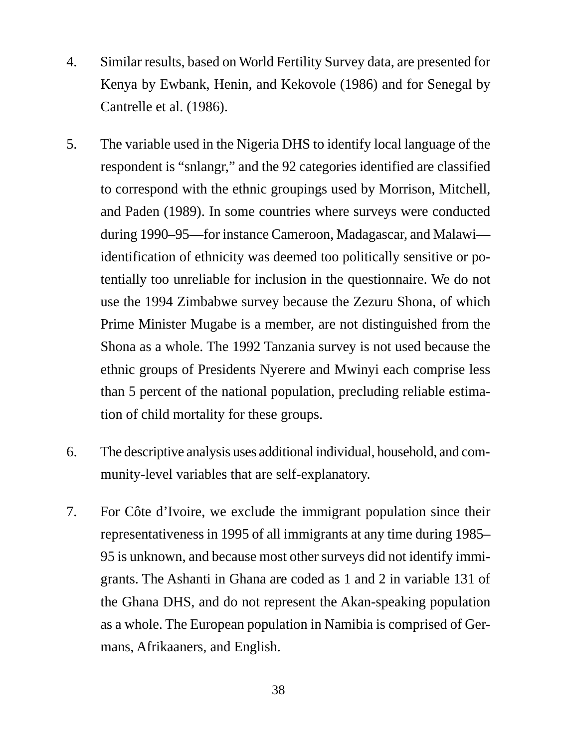4. Similar results, based on World Fertility Survey data, are presented for Kenya by Ewbank, Henin, and Kekovole (1986) and for Senegal by Cantrelle et al. (1986).

5. The variable used in the Nigeria DHS to identify local language of the respondent is "snlangr," and the 92 categories identified are classified to correspond with the ethnic groupings used by Morrison, Mitchell, and Paden (1989). In some countries where surveys were conducted during 1990–95—for instance Cameroon, Madagascar, and Malawi—identification of ethnicity was deemed too politically sensitive or potentially too unreliable for inclusion in the questionnaire. We do not use the 1994 Zimbabwe survey because the Zezuru Shona, of which Prime Minister Mugabe is a member, are not distinguished from the Shona as a whole. The 1992 Tanzania survey is not used because the ethnic groups of Presidents Nyerere and Mwinyi each comprise less than 5 percent of the national population, precluding reliable estimation of child mortality for these groups.

6. The descriptive analysis uses additional individual, household, and community-level variables that are self-explanatory.

7. For Côte d'Ivoire, we exclude the immigrant population since their representativeness in 1995 of all immigrants at any time during 1985–95 is unknown, and because most other surveys did not identify immigrants. The Ashanti in Ghana are coded as 1 and 2 in variable 131 of the Ghana DHS, and do not represent the Akan-speaking population as a whole. The European population in Namibia is comprised of Germans, Afrikaaners, and English.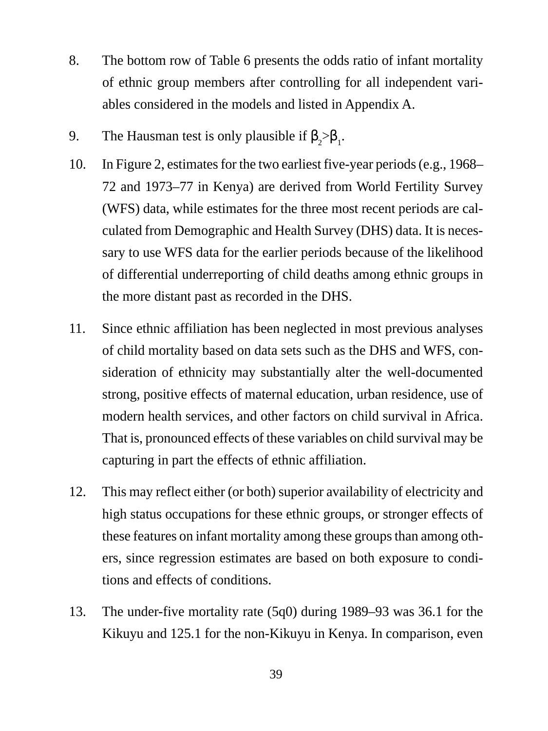8. The bottom row of Table 6 presents the odds ratio of infant mortality of ethnic group members after controlling for all independent variables considered in the models and listed in Appendix A.

9. The Hausman test is only plausible if $\beta_2 > \beta_1$.

10. In Figure 2, estimates for the two earliest five-year periods (e.g., 1968–72 and 1973–77 in Kenya) are derived from World Fertility Survey (WFS) data, while estimates for the three most recent periods are calculated from Demographic and Health Survey (DHS) data. It is necessary to use WFS data for the earlier periods because of the likelihood of differential underreporting of child deaths among ethnic groups in the more distant past as recorded in the DHS.

11. Since ethnic affiliation has been neglected in most previous analyses of child mortality based on data sets such as the DHS and WFS, consideration of ethnicity may substantially alter the well-documented strong, positive effects of maternal education, urban residence, use of modern health services, and other factors on child survival in Africa. That is, pronounced effects of these variables on child survival may be capturing in part the effects of ethnic affiliation.

12. This may reflect either (or both) superior availability of electricity and high status occupations for these ethnic groups, or stronger effects of these features on infant mortality among these groups than among others, since regression estimates are based on both exposure to conditions and effects of conditions.

13. The under-five mortality rate (5q0) during 1989–93 was 36.1 for the Kikuyu and 125.1 for the non-Kikuyu in Kenya. In comparison, even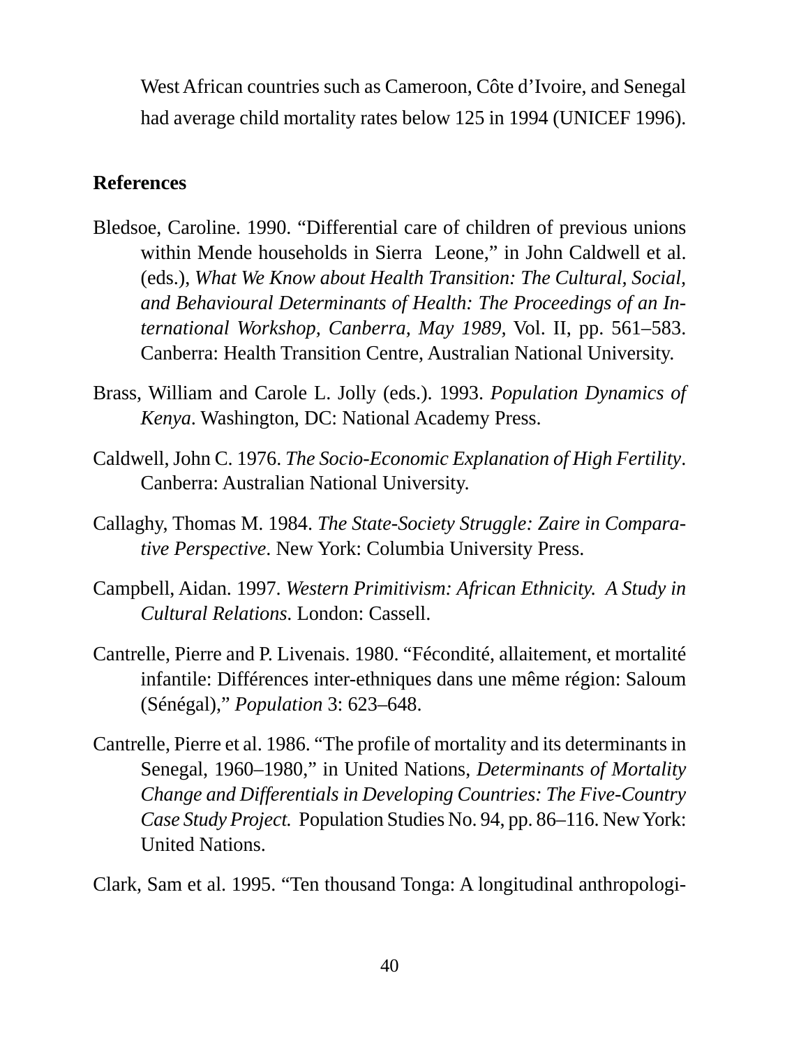West African countries such as Cameroon, Côte d'Ivoire, and Senegal had average child mortality rates below 125 in 1994 (UNICEF 1996).

## References

Bledsoe, Caroline. 1990. "Differential care of children of previous unions within Mende households in Sierra Leone," in John Caldwell et al. (eds.), *What We Know about Health Transition: The Cultural, Social, and Behavioural Determinants of Health: The Proceedings of an International Workshop, Canberra, May 1989,* Vol. II, pp. 561–583. Canberra: Health Transition Centre, Australian National University.

Brass, William and Carole L. Jolly (eds.). 1993. *Population Dynamics of Kenya*. Washington, DC: National Academy Press.

Caldwell, John C. 1976. *The Socio-Economic Explanation of High Fertility*. Canberra: Australian National University.

Callaghy, Thomas M. 1984. *The State-Society Struggle: Zaire in Comparative Perspective*. New York: Columbia University Press.

Campbell, Aidan. 1997. *Western Primitivism: African Ethnicity. A Study in Cultural Relations*. London: Cassell.

Cantrelle, Pierre and P. Livenais. 1980. "Fécondité, allaitement, et mortalité infantile: Différences inter-ethniques dans une même région: Saloum (Sénégal)," *Population* 3: 623–648.

Cantrelle, Pierre et al. 1986. "The profile of mortality and its determinants in Senegal, 1960–1980," in United Nations, *Determinants of Mortality Change and Differentials in Developing Countries: The Five-Country Case Study Project.* Population Studies No. 94, pp. 86–116. New York: United Nations.

Clark, Sam et al. 1995. "Ten thousand Tonga: A longitudinal anthropologi-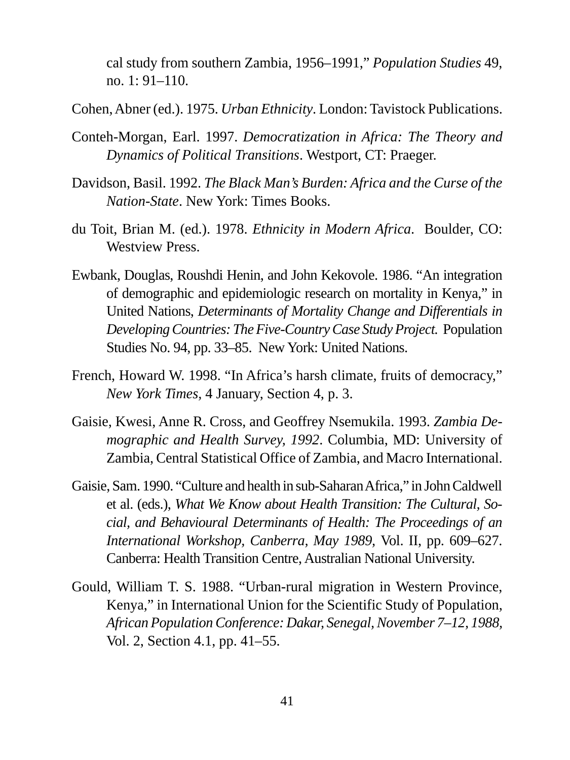cal study from southern Zambia, 1956–1991," *Population Studies* 49, no. 1: 91–110.

Cohen, Abner (ed.). 1975. *Urban Ethnicity*. London: Tavistock Publications.

Conteh-Morgan, Earl. 1997. *Democratization in Africa: The Theory and Dynamics of Political Transitions*. Westport, CT: Praeger.

Davidson, Basil. 1992. *The Black Man's Burden: Africa and the Curse of the Nation-State*. New York: Times Books.

du Toit, Brian M. (ed.). 1978. *Ethnicity in Modern Africa*. Boulder, CO: Westview Press.

Ewbank, Douglas, Roushdi Henin, and John Kekovole. 1986. "An integration of demographic and epidemiologic research on mortality in Kenya," in United Nations, *Determinants of Mortality Change and Differentials in Developing Countries: The Five-Country Case Study Project.* Population Studies No. 94, pp. 33–85. New York: United Nations.

French, Howard W. 1998. "In Africa's harsh climate, fruits of democracy," *New York Times*, 4 January, Section 4, p. 3.

Gaisie, Kwesi, Anne R. Cross, and Geoffrey Nsemukila. 1993. *Zambia Demographic and Health Survey, 1992*. Columbia, MD: University of Zambia, Central Statistical Office of Zambia, and Macro International.

Gaisie, Sam. 1990. "Culture and health in sub-Saharan Africa," in John Caldwell et al. (eds.), *What We Know about Health Transition: The Cultural, Social, and Behavioural Determinants of Health: The Proceedings of an International Workshop, Canberra, May 1989*, Vol. II, pp. 609–627. Canberra: Health Transition Centre, Australian National University.

Gould, William T. S. 1988. "Urban-rural migration in Western Province, Kenya," in International Union for the Scientific Study of Population, *African Population Conference: Dakar, Senegal, November 7–12, 1988*, Vol. 2, Section 4.1, pp. 41–55.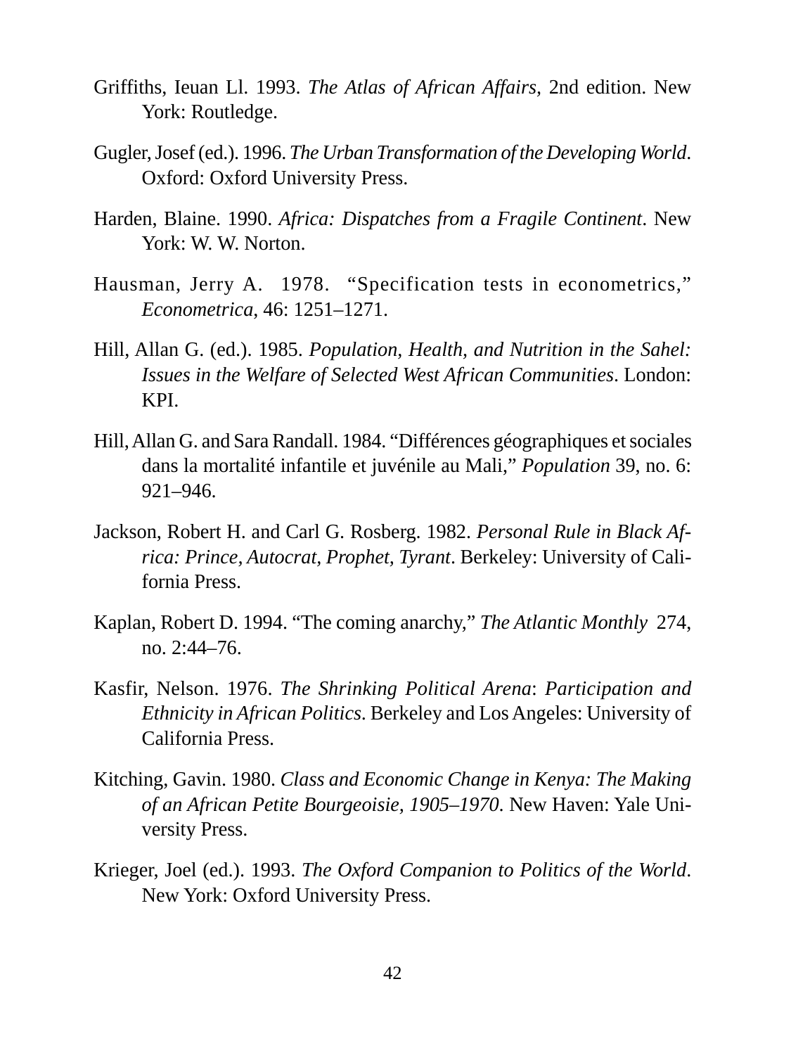Griffiths, Ieuan Ll. 1993. *The Atlas of African Affairs,* 2nd edition. New York: Routledge.

Gugler, Josef (ed.). 1996. *The Urban Transformation of the Developing World*. Oxford: Oxford University Press.

Harden, Blaine. 1990. *Africa: Dispatches from a Fragile Continent*. New York: W. W. Norton.

Hausman, Jerry A. 1978. "Specification tests in econometrics," *Econometrica,* 46: 1251–1271.

Hill, Allan G. (ed.). 1985. *Population, Health, and Nutrition in the Sahel: Issues in the Welfare of Selected West African Communities*. London: KPI.

Hill, Allan G. and Sara Randall. 1984. "Différences géographiques et sociales dans la mortalité infantile et juvénile au Mali," *Population* 39, no. 6: 921–946.

Jackson, Robert H. and Carl G. Rosberg. 1982. *Personal Rule in Black Africa: Prince, Autocrat, Prophet, Tyrant*. Berkeley: University of California Press.

Kaplan, Robert D. 1994. "The coming anarchy," *The Atlantic Monthly* 274, no. 2:44–76.

Kasfir, Nelson. 1976. *The Shrinking Political Arena*: *Participation and Ethnicity in African Politics*. Berkeley and Los Angeles: University of California Press.

Kitching, Gavin. 1980. *Class and Economic Change in Kenya: The Making of an African Petite Bourgeoisie, 1905–1970*. New Haven: Yale University Press.

Krieger, Joel (ed.). 1993. *The Oxford Companion to Politics of the World*. New York: Oxford University Press.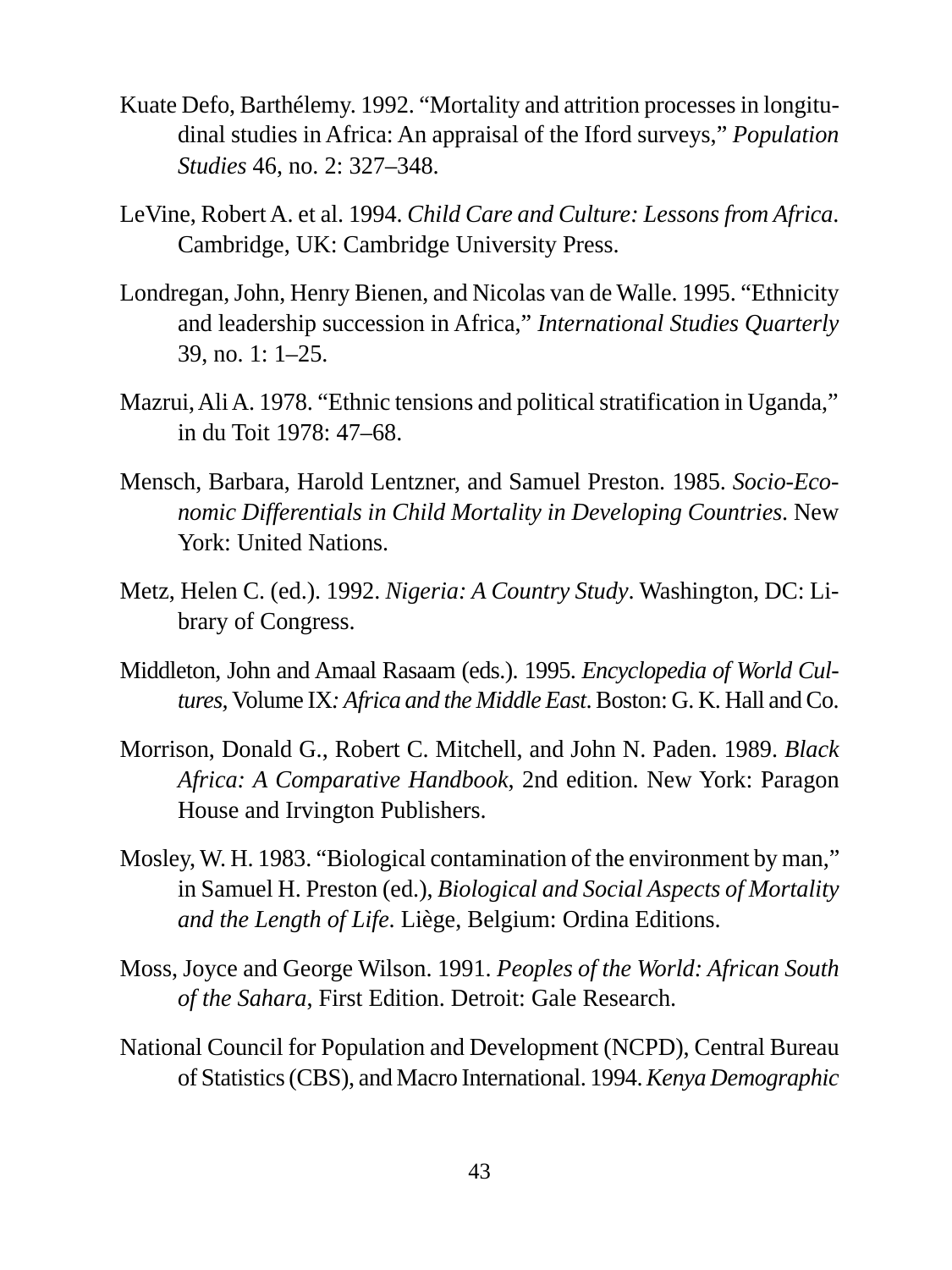Kuate Defo, Barthélemy. 1992. "Mortality and attrition processes in longitudinal studies in Africa: An appraisal of the Iford surveys," *Population Studies* 46, no. 2: 327–348.

LeVine, Robert A. et al. 1994. *Child Care and Culture: Lessons from Africa*. Cambridge, UK: Cambridge University Press.

Londregan, John, Henry Bienen, and Nicolas van de Walle. 1995. "Ethnicity and leadership succession in Africa," *International Studies Quarterly* 39, no. 1: 1–25.

Mazrui, Ali A. 1978. "Ethnic tensions and political stratification in Uganda," in du Toit 1978: 47–68.

Mensch, Barbara, Harold Lentzner, and Samuel Preston. 1985. *Socio-Economic Differentials in Child Mortality in Developing Countries*. New York: United Nations.

Metz, Helen C. (ed.). 1992. *Nigeria: A Country Study*. Washington, DC: Library of Congress.

Middleton, John and Amaal Rasaam (eds.). 1995. *Encyclopedia of World Cultures,* Volume IX*: Africa and the Middle East*. Boston: G. K. Hall and Co.

Morrison, Donald G., Robert C. Mitchell, and John N. Paden. 1989. *Black Africa: A Comparative Handbook*, 2nd edition. New York: Paragon House and Irvington Publishers.

Mosley, W. H. 1983. "Biological contamination of the environment by man," in Samuel H. Preston (ed.), *Biological and Social Aspects of Mortality and the Length of Life*. Liège, Belgium: Ordina Editions.

Moss, Joyce and George Wilson. 1991. *Peoples of the World: African South of the Sahara*, First Edition. Detroit: Gale Research.

National Council for Population and Development (NCPD), Central Bureau of Statistics (CBS), and Macro International. 1994. *Kenya Demographic*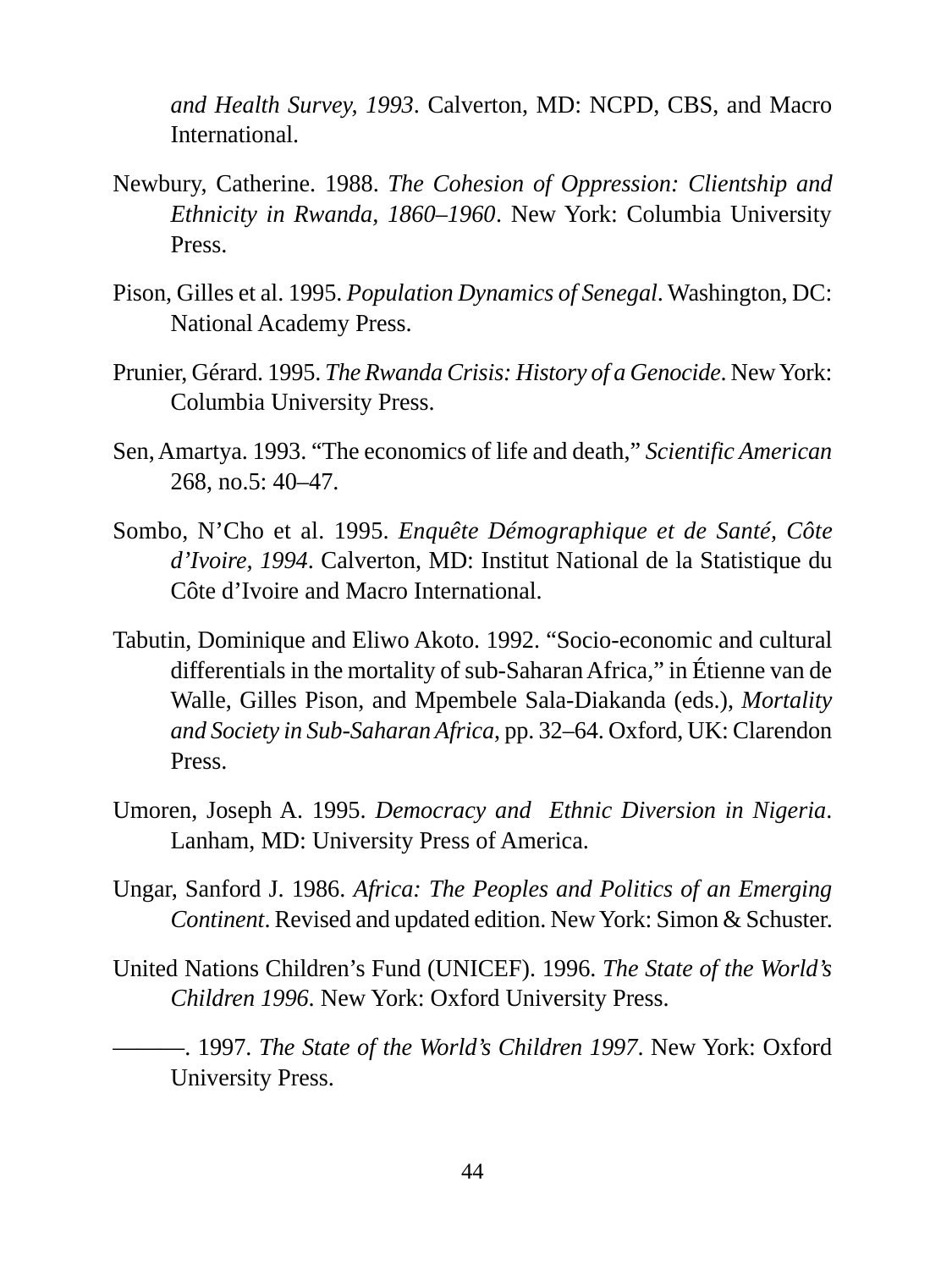*and Health Survey, 1993*. Calverton, MD: NCPD, CBS, and Macro International.

Newbury, Catherine. 1988. *The Cohesion of Oppression: Clientship and Ethnicity in Rwanda, 1860–1960*. New York: Columbia University Press.

Pison, Gilles et al. 1995. *Population Dynamics of Senegal*. Washington, DC: National Academy Press.

Prunier, Gérard. 1995. *The Rwanda Crisis: History of a Genocide*. New York: Columbia University Press.

Sen, Amartya. 1993. "The economics of life and death," *Scientific American* 268, no.5: 40–47.

Sombo, N'Cho et al. 1995. *Enquête Démographique et de Santé, Côte d'Ivoire, 1994*. Calverton, MD: Institut National de la Statistique du Côte d'Ivoire and Macro International.

Tabutin, Dominique and Eliwo Akoto. 1992. "Socio-economic and cultural differentials in the mortality of sub-Saharan Africa," in Étienne van de Walle, Gilles Pison, and Mpembele Sala-Diakanda (eds.), *Mortality and Society in Sub-Saharan Africa*, pp. 32–64. Oxford, UK: Clarendon Press.

Umoren, Joseph A. 1995. *Democracy and Ethnic Diversion in Nigeria*. Lanham, MD: University Press of America.

Ungar, Sanford J. 1986. *Africa: The Peoples and Politics of an Emerging Continent*. Revised and updated edition. New York: Simon & Schuster.

United Nations Children's Fund (UNICEF). 1996. *The State of the World's Children 1996*. New York: Oxford University Press.

———. 1997. *The State of the World's Children 1997*. New York: Oxford University Press.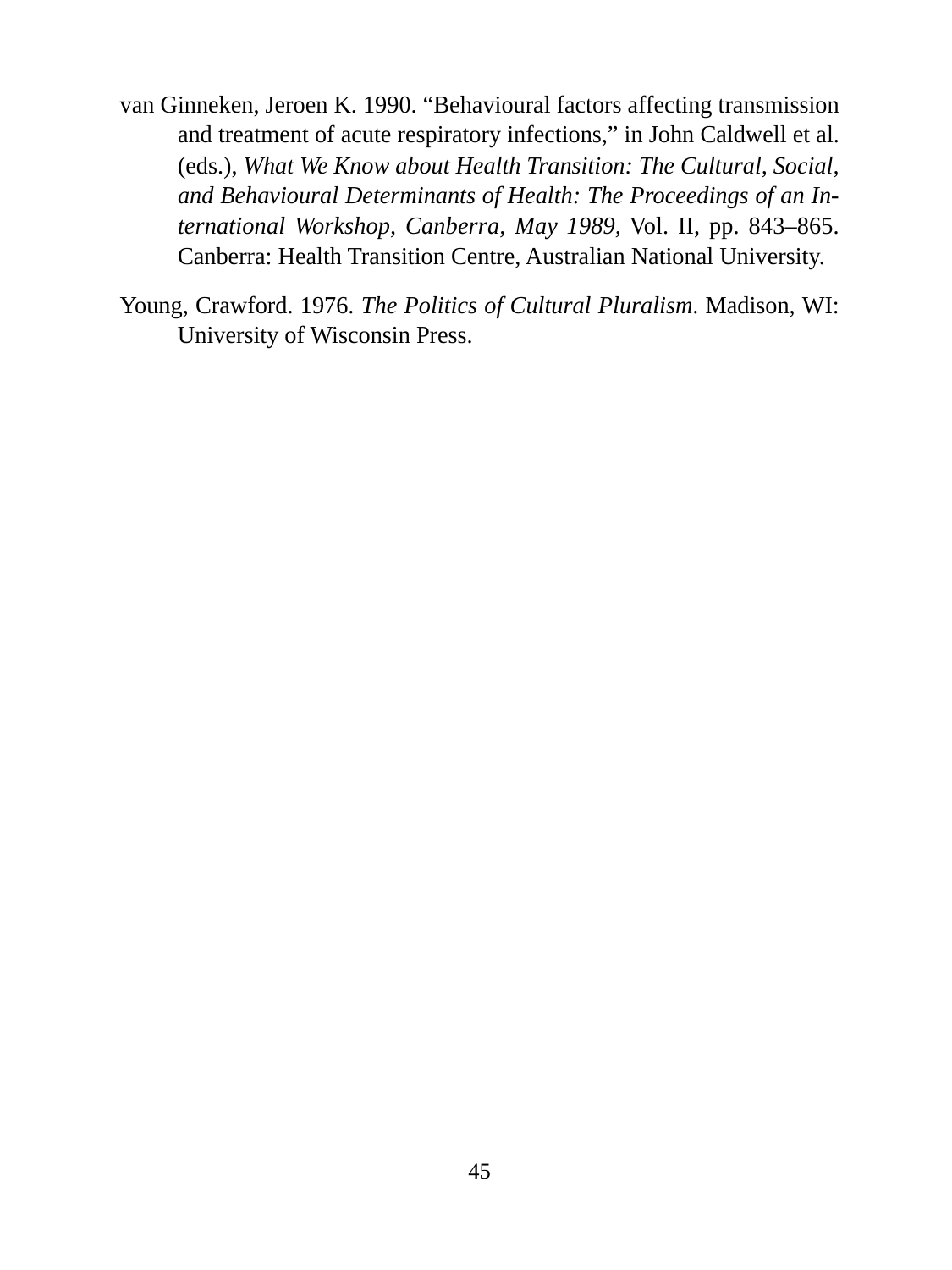van Ginneken, Jeroen K. 1990. “Behavioural factors affecting transmission and treatment of acute respiratory infections,” in John Caldwell et al. (eds.), *What We Know about Health Transition: The Cultural, Social, and Behavioural Determinants of Health: The Proceedings of an International Workshop, Canberra, May 1989*, Vol. II, pp. 843–865. Canberra: Health Transition Centre, Australian National University.

Young, Crawford. 1976. *The Politics of Cultural Pluralism*. Madison, WI: University of Wisconsin Press.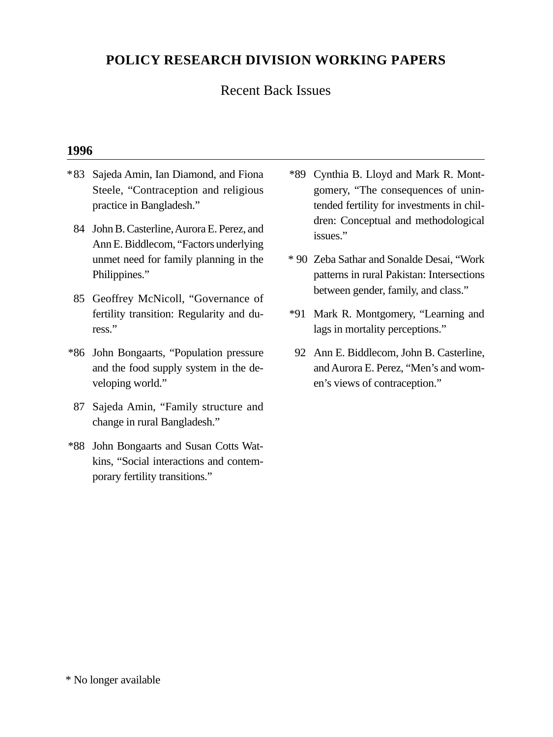# POLICY RESEARCH DIVISION WORKING PAPERS

## Recent Back Issues

### 1996

*83 Sajeda Amin, Ian Diamond, and Fiona Steele, "Contraception and religious practice in Bangladesh."

84 John B. Casterline, Aurora E. Perez, and Ann E. Biddlecom, "Factors underlying unmet need for family planning in the Philippines."

85 Geoffrey McNicoll, "Governance of fertility transition: Regularity and duress."

*86 John Bongaarts, "Population pressure and the food supply system in the developing world."

87 Sajeda Amin, "Family structure and change in rural Bangladesh."

*88 John Bongaarts and Susan Cotts Watkins, "Social interactions and contemporary fertility transitions."

*89 Cynthia B. Lloyd and Mark R. Montgomery, "The consequences of unintended fertility for investments in children: Conceptual and methodological issues."

* 90 Zeba Sathar and Sonalde Desai, "Work patterns in rural Pakistan: Intersections between gender, family, and class."

*91 Mark R. Montgomery, "Learning and lags in mortality perceptions."

92 Ann E. Biddlecom, John B. Casterline, and Aurora E. Perez, "Men's and women's views of contraception."

* No longer available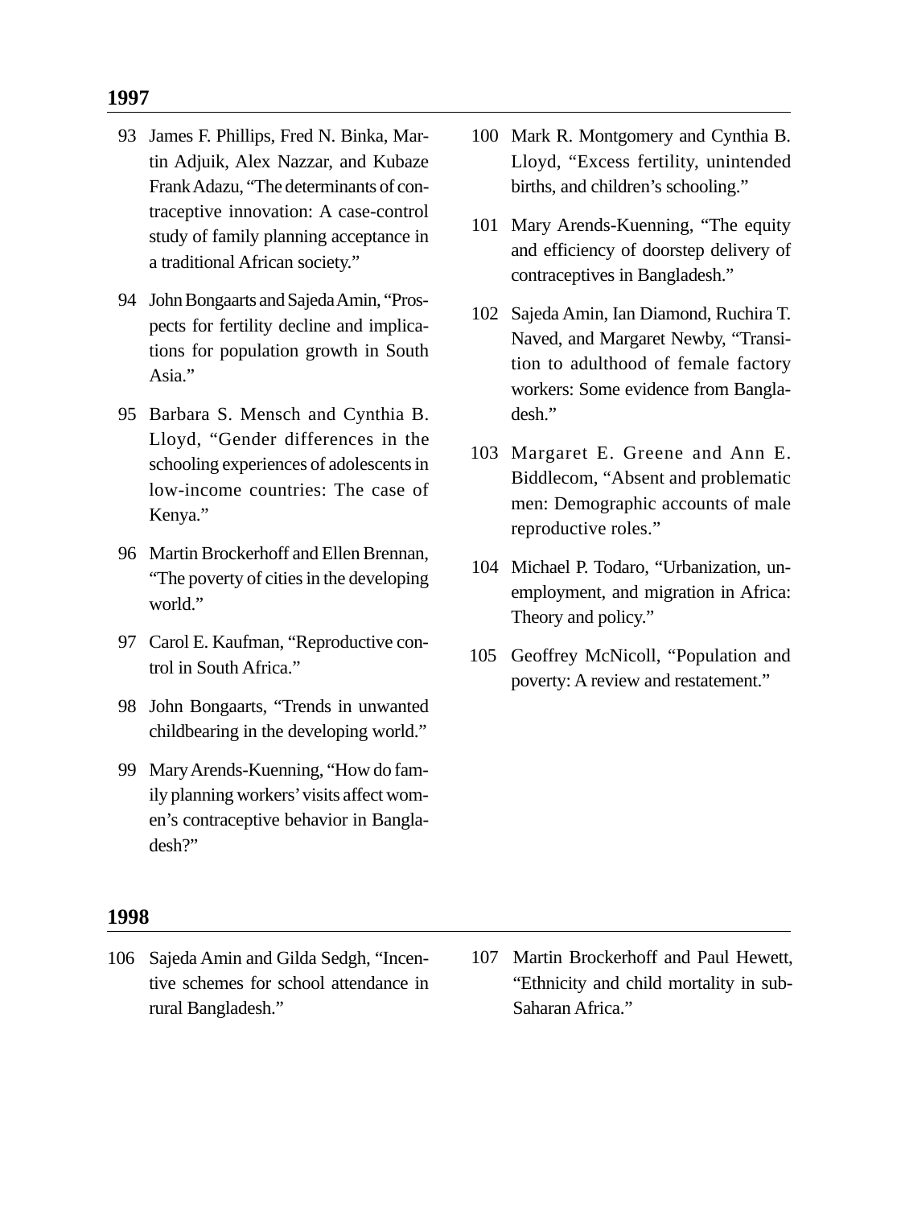## 1997

93 James F. Phillips, Fred N. Binka, Martin Adjuik, Alex Nazzar, and Kubaze Frank Adazu, "The determinants of contraceptive innovation: A case-control study of family planning acceptance in a traditional African society."

94 John Bongaarts and Sajeda Amin, "Prospects for fertility decline and implications for population growth in South Asia."

95 Barbara S. Mensch and Cynthia B. Lloyd, "Gender differences in the schooling experiences of adolescents in low-income countries: The case of Kenya."

96 Martin Brockerhoff and Ellen Brennan, "The poverty of cities in the developing world."

97 Carol E. Kaufman, "Reproductive control in South Africa."

98 John Bongaarts, "Trends in unwanted childbearing in the developing world."

99 Mary Arends-Kuenning, "How do family planning workers' visits affect women's contraceptive behavior in Bangladesh?"

100 Mark R. Montgomery and Cynthia B. Lloyd, "Excess fertility, unintended births, and children's schooling."

101 Mary Arends-Kuenning, "The equity and efficiency of doorstep delivery of contraceptives in Bangladesh."

102 Sajeda Amin, Ian Diamond, Ruchira T. Naved, and Margaret Newby, "Transition to adulthood of female factory workers: Some evidence from Bangladesh."

103 Margaret E. Greene and Ann E. Biddlecom, "Absent and problematic men: Demographic accounts of male reproductive roles."

104 Michael P. Todaro, "Urbanization, unemployment, and migration in Africa: Theory and policy."

105 Geoffrey McNicoll, "Population and poverty: A review and restatement."

## 1998

106 Sajeda Amin and Gilda Sedgh, "Incentive schemes for school attendance in rural Bangladesh."

107 Martin Brockerhoff and Paul Hewett, "Ethnicity and child mortality in sub-Saharan Africa."